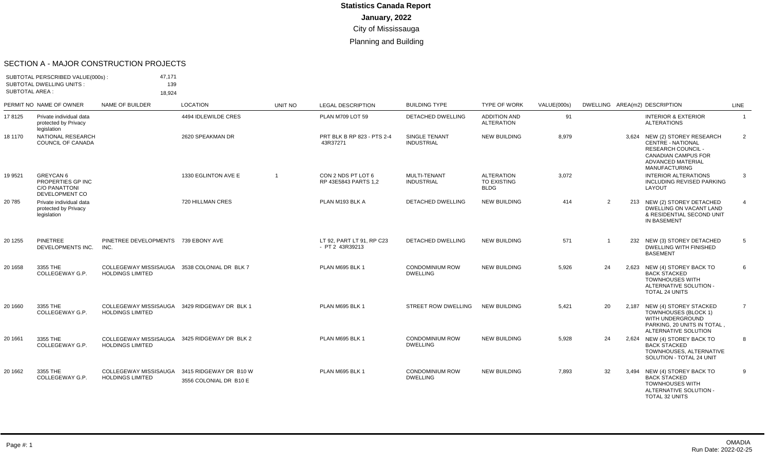# Statistics Canada Report

**January, 2022**

City of Mississauga

Planning and Building

## SECTION A - MAJOR CONSTRUCTION PROJECTS

SUBTOTAL PERSCRIBED VALUE(000s) : 47,171
SUBTOTAL DWELLING UNITS : 139
SUBTOTAL AREA : 18,924

| PERMIT NO | NAME OF OWNER | NAME OF BUILDER | LOCATION | UNIT NO | LEGAL DESCRIPTION | BUILDING TYPE | TYPE OF WORK | VALUE(000s) | DWELLING | AREA(m2) | DESCRIPTION | LINE |
|---|---|---|---|---|---|---|---|---|---|---|---|---|
| 17 8125 | Private individual data protected by Privacy legislation | | 4494 IDLEWILDE CRES | | PLAN M709 LOT 59 | DETACHED DWELLING | ADDITION AND ALTERATION | 91 | | | INTERIOR & EXTERIOR ALTERATIONS | 1 |
| 18 1170 | NATIONAL RESEARCH COUNCIL OF CANADA | | 2620 SPEAKMAN DR | | PRT BLK B RP 823 - PTS 2-4 43R37271 | SINGLE TENANT INDUSTRIAL | NEW BUILDING | 8,979 | | 3,624 | NEW (2) STOREY RESEARCH CENTRE - NATIONAL RESEARCH COUNCIL - CANADIAN CAMPUS FOR ADVANCED MATERIAL MANUFACTURING | 2 |
| 19 9521 | GREYCAN 6 PROPERTIES GP INC C/O PANATTONI DEVELOPMENT CO | | 1330 EGLINTON AVE E | 1 | CON 2 NDS PT LOT 6 RP 43E5843 PARTS 1,2 | MULTI-TENANT INDUSTRIAL | ALTERATION TO EXISTING BLDG | 3,072 | | | INTERIOR ALTERATIONS INCLUDING REVISED PARKING LAYOUT | 3 |
| 20 785 | Private individual data protected by Privacy legislation | | 720 HILLMAN CRES | | PLAN M193 BLK A | DETACHED DWELLING | NEW BUILDING | 414 | 2 | 213 | NEW (2) STOREY DETACHED DWELLING ON VACANT LAND & RESIDENTIAL SECOND UNIT IN BASEMENT | 4 |
| 20 1255 | PINETREE DEVELOPMENTS INC. | PINETREE DEVELOPMENTS INC. | 739 EBONY AVE | | LT 92, PART LT 91, RP C23 - PT 2 43R39213 | DETACHED DWELLING | NEW BUILDING | 571 | 1 | 232 | NEW (3) STOREY DETACHED DWELLING WITH FINISHED BASEMENT | 5 |
| 20 1658 | 3355 THE COLLEGEWAY G.P. | COLLEGEWAY MISSISAUGA HOLDINGS LIMITED | 3538 COLONIAL DR BLK 7 | | PLAN M695 BLK 1 | CONDOMINIUM ROW DWELLING | NEW BUILDING | 5,926 | 24 | 2,623 | NEW (4) STOREY BACK TO BACK STACKED TOWNHOUSES WITH ALTERNATIVE SOLUTION - TOTAL 24 UNITS | 6 |
| 20 1660 | 3355 THE COLLEGEWAY G.P. | COLLEGEWAY MISSISAUGA HOLDINGS LIMITED | 3429 RIDGEWAY DR BLK 1 | | PLAN M695 BLK 1 | STREET ROW DWELLING | NEW BUILDING | 5,421 | 20 | 2,187 | NEW (4) STOREY STACKED TOWNHOUSES (BLOCK 1) WITH UNDERGROUND PARKING, 20 UNITS IN TOTAL , ALTERNATIVE SOLUTION | 7 |
| 20 1661 | 3355 THE COLLEGEWAY G.P. | COLLEGEWAY MISSISAUGA HOLDINGS LIMITED | 3425 RIDGEWAY DR BLK 2 | | PLAN M695 BLK 1 | CONDOMINIUM ROW DWELLING | NEW BUILDING | 5,928 | 24 | 2,624 | NEW (4) STOREY BACK TO BACK STACKED TOWNHOUSES, ALTERNATIVE SOLUTION - TOTAL 24 UNIT | 8 |
| 20 1662 | 3355 THE COLLEGEWAY G.P. | COLLEGEWAY MISSISAUGA HOLDINGS LIMITED | 3415 RIDGEWAY DR B10 W<br>3556 COLONIAL DR B10 E | | PLAN M695 BLK 1 | CONDOMINIUM ROW DWELLING | NEW BUILDING | 7,893 | 32 | 3,494 | NEW (4) STOREY BACK TO BACK STACKED TOWNHOUSES WITH ALTERNATIVE SOLUTION - TOTAL 32 UNITS | 9 |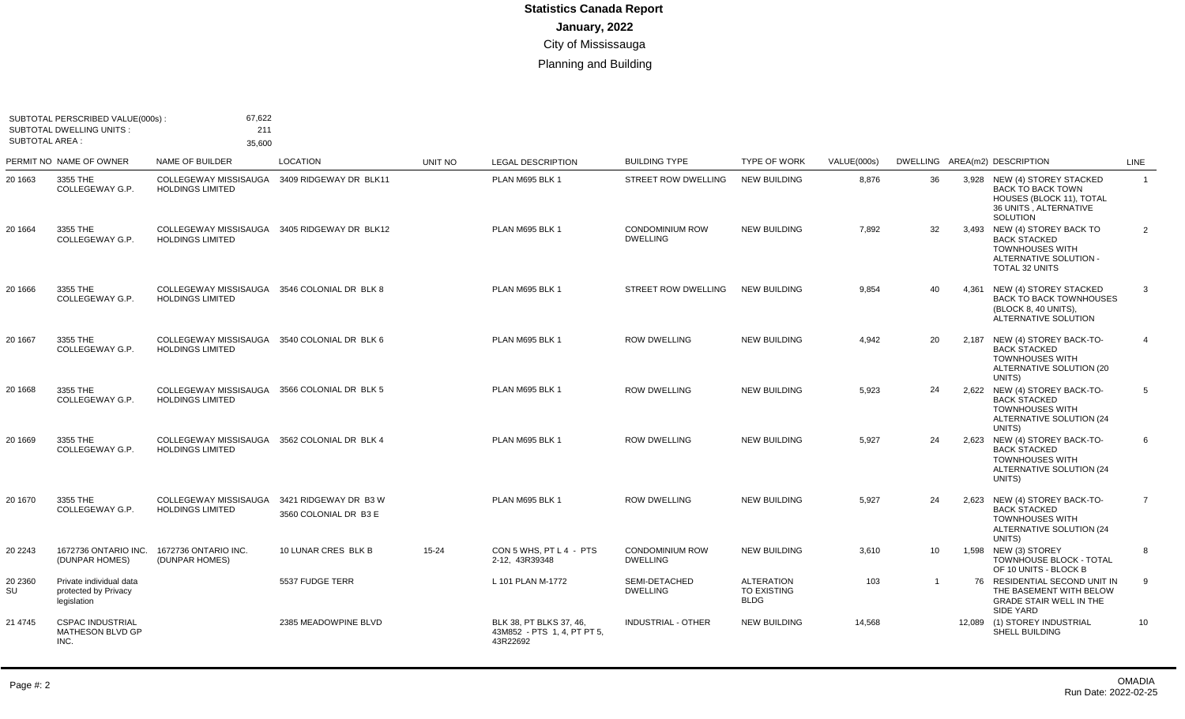# Statistics Canada Report

**January, 2022**

City of Mississauga

Planning and Building

SUBTOTAL PERSCRIBED VALUE(000s) : 67,622
SUBTOTAL DWELLING UNITS : 211
SUBTOTAL AREA : 35,600

| PERMIT NO | NAME OF OWNER | NAME OF BUILDER | LOCATION | UNIT NO | LEGAL DESCRIPTION | BUILDING TYPE | TYPE OF WORK | VALUE(000s) | DWELLING | AREA(m2) | DESCRIPTION | LINE |
|---|---|---|---|---|---|---|---|---|---|---|---|---|
| 20 1663 | 3355 THE COLLEGEWAY G.P. | COLLEGEWAY MISSISAUGA HOLDINGS LIMITED | 3409 RIDGEWAY DR BLK11 | | PLAN M695 BLK 1 | STREET ROW DWELLING | NEW BUILDING | 8,876 | 36 | 3,928 | NEW (4) STOREY STACKED BACK TO BACK TOWN HOUSES (BLOCK 11), TOTAL 36 UNITS , ALTERNATIVE SOLUTION | 1 |
| 20 1664 | 3355 THE COLLEGEWAY G.P. | COLLEGEWAY MISSISAUGA HOLDINGS LIMITED | 3405 RIDGEWAY DR BLK12 | | PLAN M695 BLK 1 | CONDOMINIUM ROW DWELLING | NEW BUILDING | 7,892 | 32 | 3,493 | NEW (4) STOREY BACK TO BACK STACKED TOWNHOUSES WITH ALTERNATIVE SOLUTION - TOTAL 32 UNITS | 2 |
| 20 1666 | 3355 THE COLLEGEWAY G.P. | COLLEGEWAY MISSISAUGA HOLDINGS LIMITED | 3546 COLONIAL DR BLK 8 | | PLAN M695 BLK 1 | STREET ROW DWELLING | NEW BUILDING | 9,854 | 40 | 4,361 | NEW (4) STOREY STACKED BACK TO BACK TOWNHOUSES (BLOCK 8, 40 UNITS), ALTERNATIVE SOLUTION | 3 |
| 20 1667 | 3355 THE COLLEGEWAY G.P. | COLLEGEWAY MISSISAUGA HOLDINGS LIMITED | 3540 COLONIAL DR BLK 6 | | PLAN M695 BLK 1 | ROW DWELLING | NEW BUILDING | 4,942 | 20 | 2,187 | NEW (4) STOREY BACK-TO-BACK STACKED TOWNHOUSES WITH ALTERNATIVE SOLUTION (20 UNITS) | 4 |
| 20 1668 | 3355 THE COLLEGEWAY G.P. | COLLEGEWAY MISSISAUGA HOLDINGS LIMITED | 3566 COLONIAL DR BLK 5 | | PLAN M695 BLK 1 | ROW DWELLING | NEW BUILDING | 5,923 | 24 | 2,622 | NEW (4) STOREY BACK-TO-BACK STACKED TOWNHOUSES WITH ALTERNATIVE SOLUTION (24 UNITS) | 5 |
| 20 1669 | 3355 THE COLLEGEWAY G.P. | COLLEGEWAY MISSISAUGA HOLDINGS LIMITED | 3562 COLONIAL DR BLK 4 | | PLAN M695 BLK 1 | ROW DWELLING | NEW BUILDING | 5,927 | 24 | 2,623 | NEW (4) STOREY BACK-TO-BACK STACKED TOWNHOUSES WITH ALTERNATIVE SOLUTION (24 UNITS) | 6 |
| 20 1670 | 3355 THE COLLEGEWAY G.P. | COLLEGEWAY MISSISAUGA HOLDINGS LIMITED | 3421 RIDGEWAY DR B3 W<br>3560 COLONIAL DR B3 E | | PLAN M695 BLK 1 | ROW DWELLING | NEW BUILDING | 5,927 | 24 | 2,623 | NEW (4) STOREY BACK-TO-BACK STACKED TOWNHOUSES WITH ALTERNATIVE SOLUTION (24 UNITS) | 7 |
| 20 2243 | 1672736 ONTARIO INC. (DUNPAR HOMES) | 1672736 ONTARIO INC. (DUNPAR HOMES) | 10 LUNAR CRES BLK B | 15-24 | CON 5 WHS, PT L 4 - PTS 2-12, 43R39348 | CONDOMINIUM ROW DWELLING | NEW BUILDING | 3,610 | 10 | 1,598 | NEW (3) STOREY TOWNHOUSE BLOCK - TOTAL OF 10 UNITS - BLOCK B | 8 |
| 20 2360 SU | Private individual data protected by Privacy legislation | | 5537 FUDGE TERR | | L 101 PLAN M-1772 | SEMI-DETACHED DWELLING | ALTERATION TO EXISTING BLDG | 103 | 1 | 76 | RESIDENTIAL SECOND UNIT IN THE BASEMENT WITH BELOW GRADE STAIR WELL IN THE SIDE YARD | 9 |
| 21 4745 | CSPAC INDUSTRIAL MATHESON BLVD GP INC. | | 2385 MEADOWPINE BLVD | | BLK 38, PT BLKS 37, 46, 43M852 - PTS 1, 4, PT PT 5, 43R22692 | INDUSTRIAL - OTHER | NEW BUILDING | 14,568 | | 12,089 | (1) STOREY INDUSTRIAL SHELL BUILDING | 10 |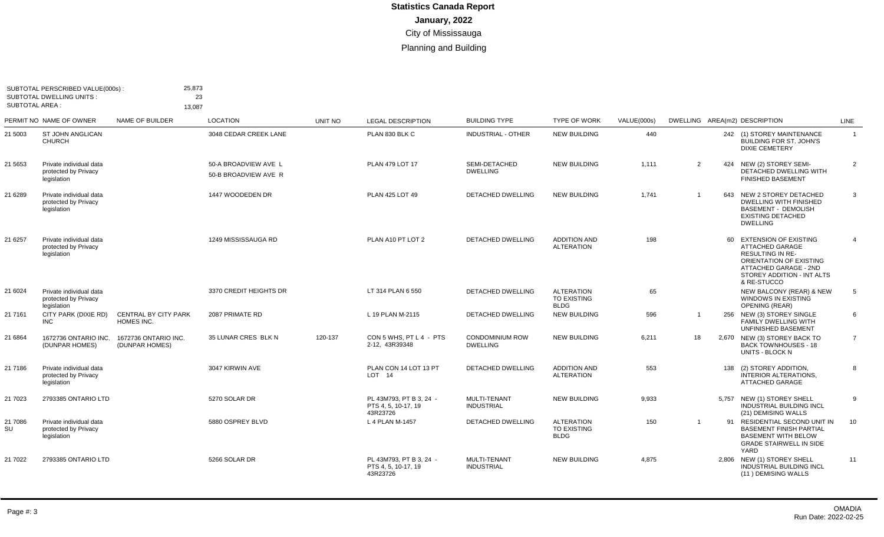# Statistics Canada Report

**January, 2022**

City of Mississauga

Planning and Building

SUBTOTAL PERSCRIBED VALUE(000s) : 25,873
SUBTOTAL DWELLING UNITS : 23
SUBTOTAL AREA : 13,087

| PERMIT NO | NAME OF OWNER | NAME OF BUILDER | LOCATION | UNIT NO | LEGAL DESCRIPTION | BUILDING TYPE | TYPE OF WORK | VALUE(000s) | DWELLING | AREA(m2) | DESCRIPTION | LINE |
|---|---|---|---|---|---|---|---|---|---|---|---|---|
| 21 5003 | ST JOHN ANGLICAN CHURCH | | 3048 CEDAR CREEK LANE | | PLAN 830 BLK C | INDUSTRIAL - OTHER | NEW BUILDING | 440 | | 242 | (1) STOREY MAINTENANCE BUILDING FOR ST. JOHN'S DIXIE CEMETERY | 1 |
| 21 5653 | Private individual data protected by Privacy legislation | | 50-A BROADVIEW AVE L 50-B BROADVIEW AVE R | | PLAN 479 LOT 17 | SEMI-DETACHED DWELLING | NEW BUILDING | 1,111 | 2 | 424 | NEW (2) STOREY SEMI-DETACHED DWELLING WITH FINISHED BASEMENT | 2 |
| 21 6289 | Private individual data protected by Privacy legislation | | 1447 WOODEDEN DR | | PLAN 425 LOT 49 | DETACHED DWELLING | NEW BUILDING | 1,741 | 1 | 643 | NEW 2 STOREY DETACHED DWELLING WITH FINISHED BASEMENT - DEMOLISH EXISTING DETACHED DWELLING | 3 |
| 21 6257 | Private individual data protected by Privacy legislation | | 1249 MISSISSAUGA RD | | PLAN A10 PT LOT 2 | DETACHED DWELLING | ADDITION AND ALTERATION | 198 | | 60 | EXTENSION OF EXISTING ATTACHED GARAGE RESULTING IN RE-ORIENTATION OF EXISTING ATTACHED GARAGE - 2ND STOREY ADDITION - INT ALTS & RE-STUCCO | 4 |
| 21 6024 | Private individual data protected by Privacy legislation | | 3370 CREDIT HEIGHTS DR | | LT 314 PLAN 6 550 | DETACHED DWELLING | ALTERATION TO EXISTING BLDG | 65 | | | NEW BALCONY (REAR) & NEW WINDOWS IN EXISTING OPENING (REAR) | 5 |
| 21 7161 | CITY PARK (DIXIE RD) INC | CENTRAL BY CITY PARK HOMES INC. | 2087 PRIMATE RD | | L 19 PLAN M-2115 | DETACHED DWELLING | NEW BUILDING | 596 | 1 | 256 | NEW (3) STOREY SINGLE FAMILY DWELLING WITH UNFINISHED BASEMENT | 6 |
| 21 6864 | 1672736 ONTARIO INC. (DUNPAR HOMES) | 1672736 ONTARIO INC. (DUNPAR HOMES) | 35 LUNAR CRES BLK N | 120-137 | CON 5 WHS, PT L 4 - PTS 2-12, 43R39348 | CONDOMINIUM ROW DWELLING | NEW BUILDING | 6,211 | 18 | 2,670 | NEW (3) STOREY BACK TO BACK TOWNHOUSES - 18 UNITS - BLOCK N | 7 |
| 21 7186 | Private individual data protected by Privacy legislation | | 3047 KIRWIN AVE | | PLAN CON 14 LOT 13 PT LOT 14 | DETACHED DWELLING | ADDITION AND ALTERATION | 553 | | 138 | (2) STOREY ADDITION, INTERIOR ALTERATIONS, ATTACHED GARAGE | 8 |
| 21 7023 | 2793385 ONTARIO LTD | | 5270 SOLAR DR | | PL 43M793, PT B 3, 24 - PTS 4, 5, 10-17, 19 43R23726 | MULTI-TENANT INDUSTRIAL | NEW BUILDING | 9,933 | | 5,757 | NEW (1) STOREY SHELL INDUSTRIAL BUILDING INCL (21) DEMISING WALLS | 9 |
| 21 7086 SU | Private individual data protected by Privacy legislation | | 5880 OSPREY BLVD | | L 4 PLAN M-1457 | DETACHED DWELLING | ALTERATION TO EXISTING BLDG | 150 | 1 | 91 | RESIDENTIAL SECOND UNIT IN BASEMENT FINISH PARTIAL BASEMENT WITH BELOW GRADE STAIRWELL IN SIDE YARD | 10 |
| 21 7022 | 2793385 ONTARIO LTD | | 5266 SOLAR DR | | PL 43M793, PT B 3, 24 - PTS 4, 5, 10-17, 19 43R23726 | MULTI-TENANT INDUSTRIAL | NEW BUILDING | 4,875 | | 2,806 | NEW (1) STOREY SHELL INDUSTRIAL BUILDING INCL (11 ) DEMISING WALLS | 11 |

Run Date: 2022-02-25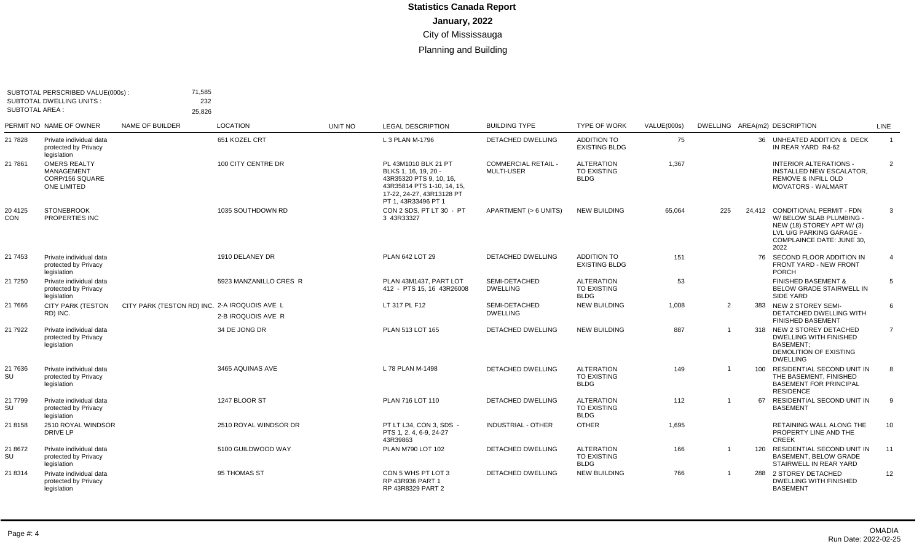# Statistics Canada Report

**January, 2022**

City of Mississauga

Planning and Building

SUBTOTAL PERSCRIBED VALUE(000s) : 71,585
SUBTOTAL DWELLING UNITS : 232
SUBTOTAL AREA : 25,826

| PERMIT NO | NAME OF OWNER | NAME OF BUILDER | LOCATION | UNIT NO | LEGAL DESCRIPTION | BUILDING TYPE | TYPE OF WORK | VALUE(000s) | DWELLING | AREA(m2) | DESCRIPTION | LINE |
|---|---|---|---|---|---|---|---|---|---|---|---|---|
| 21 7828 | Private individual data protected by Privacy legislation | | 651 KOZEL CRT | | L 3 PLAN M-1796 | DETACHED DWELLING | ADDITION TO EXISTING BLDG | 75 | | 36 | UNHEATED ADDITION & DECK IN REAR YARD R4-62 | 1 |
| 21 7861 | OMERS REALTY MANAGEMENT CORP/156 SQUARE ONE LIMITED | | 100 CITY CENTRE DR | | PL 43M1010 BLK 21 PT BLKS 1, 16, 19, 20 - 43R35320 PTS 9, 10, 16, 43R35814 PTS 1-10, 14, 15, 17-22, 24-27, 43R13128 PT PT 1, 43R33496 PT 1 | COMMERCIAL RETAIL - MULTI-USER | ALTERATION TO EXISTING BLDG | 1,367 | | | INTERIOR ALTERATIONS - INSTALLED NEW ESCALATOR, REMOVE & INFILL OLD MOVATORS - WALMART | 2 |
| 20 4125 CON | STONEBROOK PROPERTIES INC | | 1035 SOUTHDOWN RD | | CON 2 SDS, PT LT 30 - PT 3 43R33327 | APARTMENT (> 6 UNITS) | NEW BUILDING | 65,064 | 225 | 24,412 | CONDITIONAL PERMIT - FDN W/ BELOW SLAB PLUMBING - NEW (18) STOREY APT W/ (3) LVL U/G PARKING GARAGE - COMPLAINCE DATE: JUNE 30, 2022 | 3 |
| 21 7453 | Private individual data protected by Privacy legislation | | 1910 DELANEY DR | | PLAN 642 LOT 29 | DETACHED DWELLING | ADDITION TO EXISTING BLDG | 151 | | 76 | SECOND FLOOR ADDITION IN FRONT YARD - NEW FRONT PORCH | 4 |
| 21 7250 | Private individual data protected by Privacy legislation | | 5923 MANZANILLO CRES R | | PLAN 43M1437, PART LOT 412 - PTS 15, 16 43R26008 | SEMI-DETACHED DWELLING | ALTERATION TO EXISTING BLDG | 53 | | | FINISHED BASEMENT & BELOW GRADE STAIRWELL IN SIDE YARD | 5 |
| 21 7666 | CITY PARK (TESTON RD) INC. | CITY PARK (TESTON RD) INC. | 2-A IROQUOIS AVE L<br>2-B IROQUOIS AVE R | | LT 317 PL F12 | SEMI-DETACHED DWELLING | NEW BUILDING | 1,008 | 2 | 383 | NEW 2 STOREY SEMI-DETATCHED DWELLING WITH FINISHED BASEMENT | 6 |
| 21 7922 | Private individual data protected by Privacy legislation | | 34 DE JONG DR | | PLAN 513 LOT 165 | DETACHED DWELLING | NEW BUILDING | 887 | 1 | 318 | NEW 2 STOREY DETACHED DWELLING WITH FINISHED BASEMENT; DEMOLITION OF EXISTING DWELLING | 7 |
| 21 7636 SU | Private individual data protected by Privacy legislation | | 3465 AQUINAS AVE | | L 78 PLAN M-1498 | DETACHED DWELLING | ALTERATION TO EXISTING BLDG | 149 | 1 | 100 | RESIDENTIAL SECOND UNIT IN THE BASEMENT, FINISHED BASEMENT FOR PRINCIPAL RESIDENCE | 8 |
| 21 7799 SU | Private individual data protected by Privacy legislation | | 1247 BLOOR ST | | PLAN 716 LOT 110 | DETACHED DWELLING | ALTERATION TO EXISTING BLDG | 112 | 1 | 67 | RESIDENTIAL SECOND UNIT IN BASEMENT | 9 |
| 21 8158 | 2510 ROYAL WINDSOR DRIVE LP | | 2510 ROYAL WINDSOR DR | | PT LT L34, CON 3, SDS - PTS 1, 2, 4, 6-9, 24-27 43R39863 | INDUSTRIAL - OTHER | OTHER | 1,695 | | | RETAINING WALL ALONG THE PROPERTY LINE AND THE CREEK | 10 |
| 21 8672 SU | Private individual data protected by Privacy legislation | | 5100 GUILDWOOD WAY | | PLAN M790 LOT 102 | DETACHED DWELLING | ALTERATION TO EXISTING BLDG | 166 | 1 | 120 | RESIDENTIAL SECOND UNIT IN BASEMENT, BELOW GRADE STAIRWELL IN REAR YARD | 11 |
| 21 8314 | Private individual data protected by Privacy legislation | | 95 THOMAS ST | | CON 5 WHS PT LOT 3 RP 43R936 PART 1 RP 43R8329 PART 2 | DETACHED DWELLING | NEW BUILDING | 766 | 1 | 288 | 2 STOREY DETACHED DWELLING WITH FINISHED BASEMENT | 12 |

OMADIA
Run Date: 2022-02-25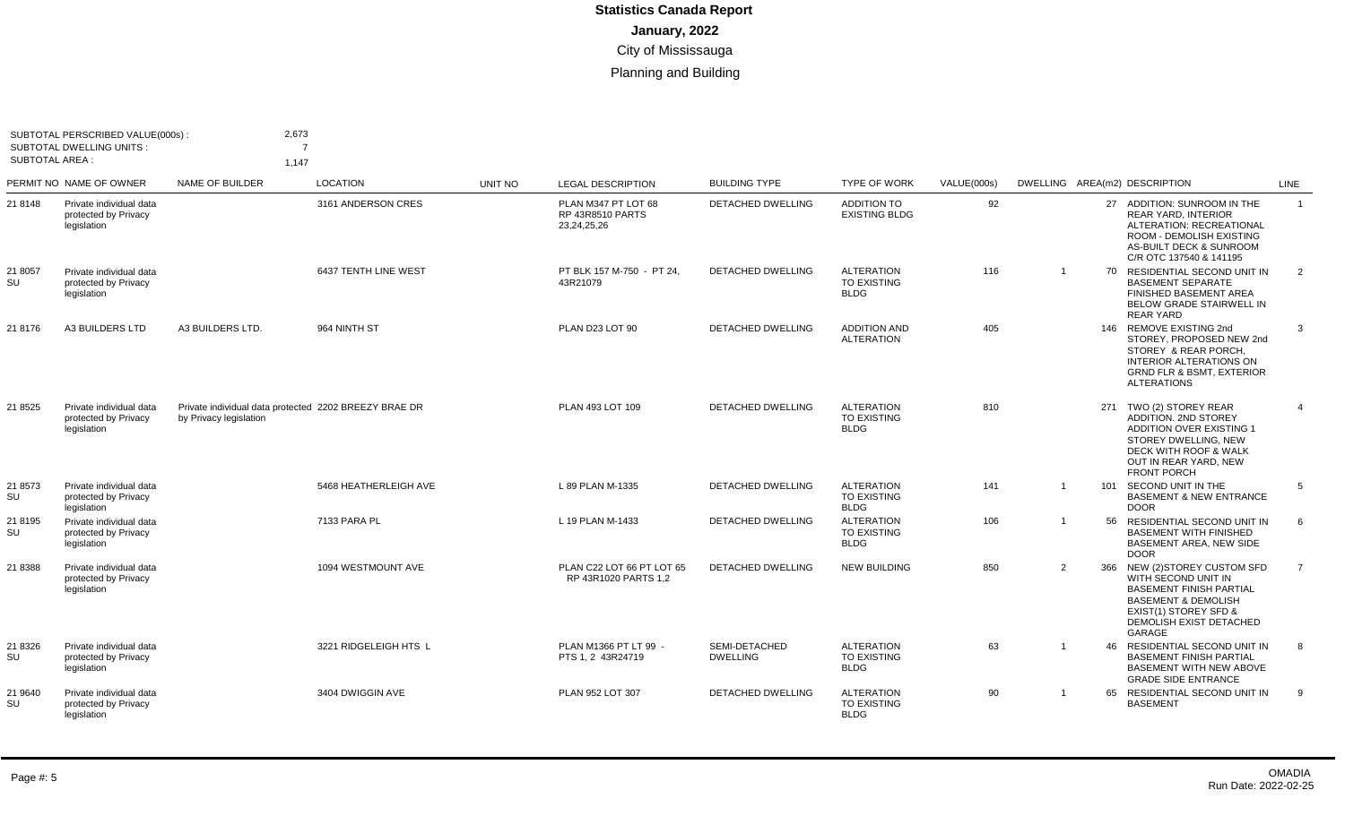# Statistics Canada Report

**January, 2022**

City of Mississauga

Planning and Building

SUBTOTAL PERSCRIBED VALUE(000s) : 2,673
SUBTOTAL DWELLING UNITS : 7
SUBTOTAL AREA : 1,147

| PERMIT NO | NAME OF OWNER | NAME OF BUILDER | LOCATION | UNIT NO | LEGAL DESCRIPTION | BUILDING TYPE | TYPE OF WORK | VALUE(000s) | DWELLING | AREA(m2) | DESCRIPTION | LINE |
|---|---|---|---|---|---|---|---|---|---|---|---|---|
| 21 8148 | Private individual data protected by Privacy legislation | | 3161 ANDERSON CRES | | PLAN M347 PT LOT 68 RP 43R8510 PARTS 23,24,25,26 | DETACHED DWELLING | ADDITION TO EXISTING BLDG | 92 | | 27 | ADDITION: SUNROOM IN THE REAR YARD, INTERIOR ALTERATION: RECREATIONAL ROOM - DEMOLISH EXISTING AS-BUILT DECK & SUNROOM C/R OTC 137540 & 141195 | 1 |
| 21 8057 SU | Private individual data protected by Privacy legislation | | 6437 TENTH LINE WEST | | PT BLK 157 M-750 - PT 24, 43R21079 | DETACHED DWELLING | ALTERATION TO EXISTING BLDG | 116 | 1 | 70 | RESIDENTIAL SECOND UNIT IN BASEMENT SEPARATE FINISHED BASEMENT AREA BELOW GRADE STAIRWELL IN REAR YARD | 2 |
| 21 8176 | A3 BUILDERS LTD | A3 BUILDERS LTD. | 964 NINTH ST | | PLAN D23 LOT 90 | DETACHED DWELLING | ADDITION AND ALTERATION | 405 | | 146 | REMOVE EXISTING 2nd STOREY, PROPOSED NEW 2nd STOREY & REAR PORCH, INTERIOR ALTERATIONS ON GRND FLR & BSMT, EXTERIOR ALTERATIONS | 3 |
| 21 8525 | Private individual data protected by Privacy legislation | Private individual data protected by Privacy legislation | 2202 BREEZY BRAE DR | | PLAN 493 LOT 109 | DETACHED DWELLING | ALTERATION TO EXISTING BLDG | 810 | | 271 | TWO (2) STOREY REAR ADDITION. 2ND STOREY ADDITION OVER EXISTING 1 STOREY DWELLING, NEW DECK WITH ROOF & WALK OUT IN REAR YARD, NEW FRONT PORCH | 4 |
| 21 8573 SU | Private individual data protected by Privacy legislation | | 5468 HEATHERLEIGH AVE | | L 89 PLAN M-1335 | DETACHED DWELLING | ALTERATION TO EXISTING BLDG | 141 | 1 | 101 | SECOND UNIT IN THE BASEMENT & NEW ENTRANCE DOOR | 5 |
| 21 8195 SU | Private individual data protected by Privacy legislation | | 7133 PARA PL | | L 19 PLAN M-1433 | DETACHED DWELLING | ALTERATION TO EXISTING BLDG | 106 | 1 | 56 | RESIDENTIAL SECOND UNIT IN BASEMENT WITH FINISHED BASEMENT AREA, NEW SIDE DOOR | 6 |
| 21 8388 | Private individual data protected by Privacy legislation | | 1094 WESTMOUNT AVE | | PLAN C22 LOT 66 PT LOT 65 RP 43R1020 PARTS 1,2 | DETACHED DWELLING | NEW BUILDING | 850 | 2 | 366 | NEW (2)STOREY CUSTOM SFD WITH SECOND UNIT IN BASEMENT FINISH PARTIAL BASEMENT & DEMOLISH EXIST(1) STOREY SFD & DEMOLISH EXIST DETACHED GARAGE | 7 |
| 21 8326 SU | Private individual data protected by Privacy legislation | | 3221 RIDGELEIGH HTS L | | PLAN M1366 PT LT 99 - PTS 1, 2 43R24719 | SEMI-DETACHED DWELLING | ALTERATION TO EXISTING BLDG | 63 | 1 | 46 | RESIDENTIAL SECOND UNIT IN BASEMENT FINISH PARTIAL BASEMENT WITH NEW ABOVE GRADE SIDE ENTRANCE | 8 |
| 21 9640 SU | Private individual data protected by Privacy legislation | | 3404 DWIGGIN AVE | | PLAN 952 LOT 307 | DETACHED DWELLING | ALTERATION TO EXISTING BLDG | 90 | 1 | 65 | RESIDENTIAL SECOND UNIT IN BASEMENT | 9 |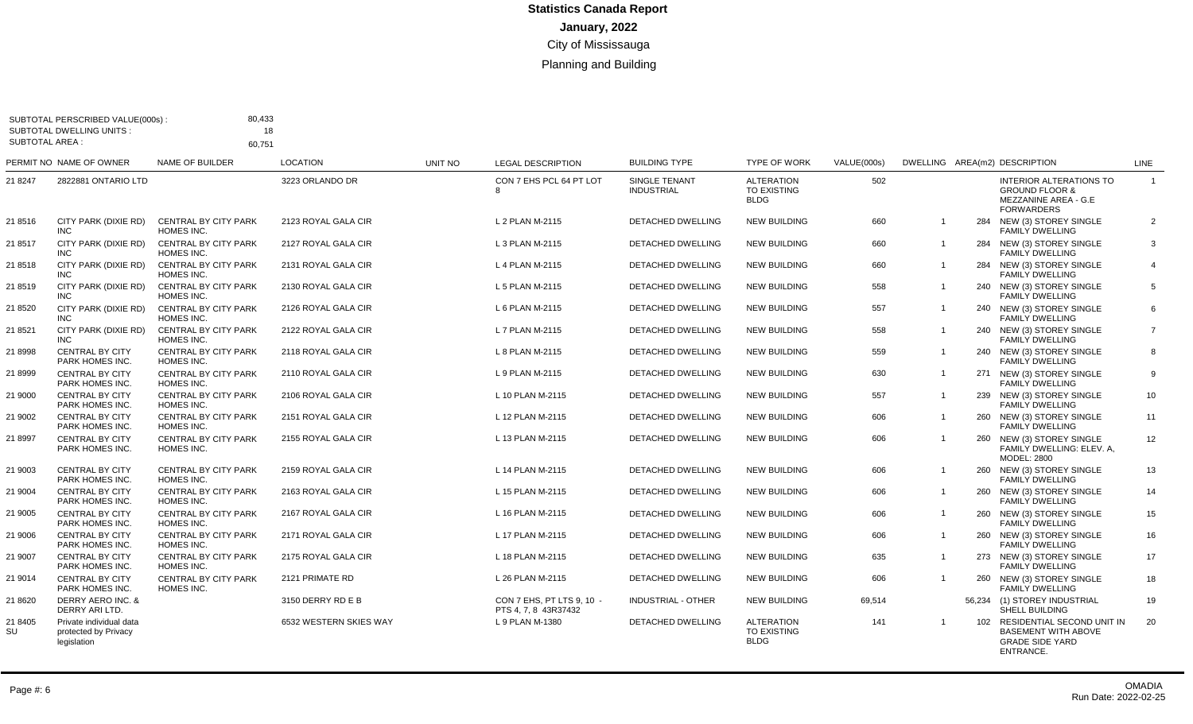# Statistics Canada Report

## January, 2022

City of Mississauga

Planning and Building

SUBTOTAL PERSCRIBED VALUE(000s) : 80,433
SUBTOTAL DWELLING UNITS : 18
SUBTOTAL AREA : 60,751

| PERMIT NO | NAME OF OWNER | NAME OF BUILDER | LOCATION | UNIT NO | LEGAL DESCRIPTION | BUILDING TYPE | TYPE OF WORK | VALUE(000s) | DWELLING | AREA(m2) | DESCRIPTION | LINE |
|---|---|---|---|---|---|---|---|---|---|---|---|---|
| 21 8247 | 2822881 ONTARIO LTD | | 3223 ORLANDO DR | | CON 7 EHS PCL 64 PT LOT 8 | SINGLE TENANT INDUSTRIAL | ALTERATION TO EXISTING BLDG | 502 | | | INTERIOR ALTERATIONS TO GROUND FLOOR & MEZZANINE AREA - G.E FORWARDERS | 1 |
| 21 8516 | CITY PARK (DIXIE RD) INC | CENTRAL BY CITY PARK HOMES INC. | 2123 ROYAL GALA CIR | | L 2 PLAN M-2115 | DETACHED DWELLING | NEW BUILDING | 660 | 1 | 284 | NEW (3) STOREY SINGLE FAMILY DWELLING | 2 |
| 21 8517 | CITY PARK (DIXIE RD) INC | CENTRAL BY CITY PARK HOMES INC. | 2127 ROYAL GALA CIR | | L 3 PLAN M-2115 | DETACHED DWELLING | NEW BUILDING | 660 | 1 | 284 | NEW (3) STOREY SINGLE FAMILY DWELLING | 3 |
| 21 8518 | CITY PARK (DIXIE RD) INC | CENTRAL BY CITY PARK HOMES INC. | 2131 ROYAL GALA CIR | | L 4 PLAN M-2115 | DETACHED DWELLING | NEW BUILDING | 660 | 1 | 284 | NEW (3) STOREY SINGLE FAMILY DWELLING | 4 |
| 21 8519 | CITY PARK (DIXIE RD) INC | CENTRAL BY CITY PARK HOMES INC. | 2130 ROYAL GALA CIR | | L 5 PLAN M-2115 | DETACHED DWELLING | NEW BUILDING | 558 | 1 | 240 | NEW (3) STOREY SINGLE FAMILY DWELLING | 5 |
| 21 8520 | CITY PARK (DIXIE RD) INC | CENTRAL BY CITY PARK HOMES INC. | 2126 ROYAL GALA CIR | | L 6 PLAN M-2115 | DETACHED DWELLING | NEW BUILDING | 557 | 1 | 240 | NEW (3) STOREY SINGLE FAMILY DWELLING | 6 |
| 21 8521 | CITY PARK (DIXIE RD) INC | CENTRAL BY CITY PARK HOMES INC. | 2122 ROYAL GALA CIR | | L 7 PLAN M-2115 | DETACHED DWELLING | NEW BUILDING | 558 | 1 | 240 | NEW (3) STOREY SINGLE FAMILY DWELLING | 7 |
| 21 8998 | CENTRAL BY CITY PARK HOMES INC. | CENTRAL BY CITY PARK HOMES INC. | 2118 ROYAL GALA CIR | | L 8 PLAN M-2115 | DETACHED DWELLING | NEW BUILDING | 559 | 1 | 240 | NEW (3) STOREY SINGLE FAMILY DWELLING | 8 |
| 21 8999 | CENTRAL BY CITY PARK HOMES INC. | CENTRAL BY CITY PARK HOMES INC. | 2110 ROYAL GALA CIR | | L 9 PLAN M-2115 | DETACHED DWELLING | NEW BUILDING | 630 | 1 | 271 | NEW (3) STOREY SINGLE FAMILY DWELLING | 9 |
| 21 9000 | CENTRAL BY CITY PARK HOMES INC. | CENTRAL BY CITY PARK HOMES INC. | 2106 ROYAL GALA CIR | | L 10 PLAN M-2115 | DETACHED DWELLING | NEW BUILDING | 557 | 1 | 239 | NEW (3) STOREY SINGLE FAMILY DWELLING | 10 |
| 21 9002 | CENTRAL BY CITY PARK HOMES INC. | CENTRAL BY CITY PARK HOMES INC. | 2151 ROYAL GALA CIR | | L 12 PLAN M-2115 | DETACHED DWELLING | NEW BUILDING | 606 | 1 | 260 | NEW (3) STOREY SINGLE FAMILY DWELLING | 11 |
| 21 8997 | CENTRAL BY CITY PARK HOMES INC. | CENTRAL BY CITY PARK HOMES INC. | 2155 ROYAL GALA CIR | | L 13 PLAN M-2115 | DETACHED DWELLING | NEW BUILDING | 606 | 1 | 260 | NEW (3) STOREY SINGLE FAMILY DWELLING: ELEV. A, MODEL: 2800 | 12 |
| 21 9003 | CENTRAL BY CITY PARK HOMES INC. | CENTRAL BY CITY PARK HOMES INC. | 2159 ROYAL GALA CIR | | L 14 PLAN M-2115 | DETACHED DWELLING | NEW BUILDING | 606 | 1 | 260 | NEW (3) STOREY SINGLE FAMILY DWELLING | 13 |
| 21 9004 | CENTRAL BY CITY PARK HOMES INC. | CENTRAL BY CITY PARK HOMES INC. | 2163 ROYAL GALA CIR | | L 15 PLAN M-2115 | DETACHED DWELLING | NEW BUILDING | 606 | 1 | 260 | NEW (3) STOREY SINGLE FAMILY DWELLING | 14 |
| 21 9005 | CENTRAL BY CITY PARK HOMES INC. | CENTRAL BY CITY PARK HOMES INC. | 2167 ROYAL GALA CIR | | L 16 PLAN M-2115 | DETACHED DWELLING | NEW BUILDING | 606 | 1 | 260 | NEW (3) STOREY SINGLE FAMILY DWELLING | 15 |
| 21 9006 | CENTRAL BY CITY PARK HOMES INC. | CENTRAL BY CITY PARK HOMES INC. | 2171 ROYAL GALA CIR | | L 17 PLAN M-2115 | DETACHED DWELLING | NEW BUILDING | 606 | 1 | 260 | NEW (3) STOREY SINGLE FAMILY DWELLING | 16 |
| 21 9007 | CENTRAL BY CITY PARK HOMES INC. | CENTRAL BY CITY PARK HOMES INC. | 2175 ROYAL GALA CIR | | L 18 PLAN M-2115 | DETACHED DWELLING | NEW BUILDING | 635 | 1 | 273 | NEW (3) STOREY SINGLE FAMILY DWELLING | 17 |
| 21 9014 | CENTRAL BY CITY PARK HOMES INC. | CENTRAL BY CITY PARK HOMES INC. | 2121 PRIMATE RD | | L 26 PLAN M-2115 | DETACHED DWELLING | NEW BUILDING | 606 | 1 | 260 | NEW (3) STOREY SINGLE FAMILY DWELLING | 18 |
| 21 8620 | DERRY AERO INC. & DERRY ARI LTD. | | 3150 DERRY RD E B | | CON 7 EHS, PT LTS 9, 10 - PTS 4, 7, 8 43R37432 | INDUSTRIAL - OTHER | NEW BUILDING | 69,514 | | 56,234 | (1) STOREY INDUSTRIAL SHELL BUILDING | 19 |
| 21 8405 SU | Private individual data protected by Privacy legislation | | 6532 WESTERN SKIES WAY | | L 9 PLAN M-1380 | DETACHED DWELLING | ALTERATION TO EXISTING BLDG | 141 | 1 | 102 | RESIDENTIAL SECOND UNIT IN BASEMENT WITH ABOVE GRADE SIDE YARD ENTRANCE. | 20 |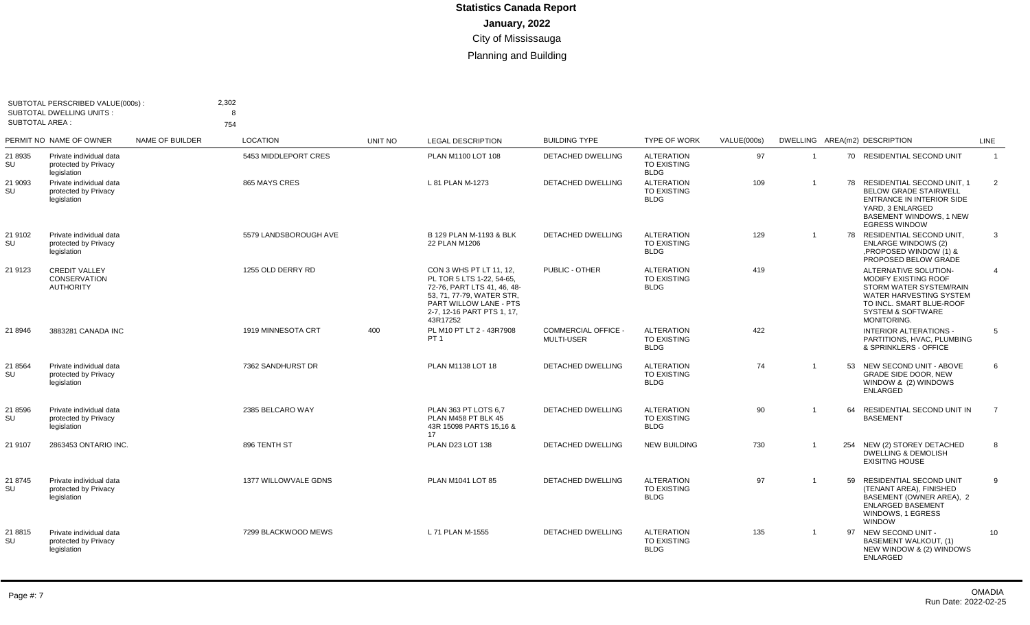# Statistics Canada Report

**January, 2022**

City of Mississauga

Planning and Building

SUBTOTAL PERSCRIBED VALUE(000s) : 2,302
SUBTOTAL DWELLING UNITS : 8
SUBTOTAL AREA : 754

| PERMIT NO | NAME OF OWNER | NAME OF BUILDER | LOCATION | UNIT NO | LEGAL DESCRIPTION | BUILDING TYPE | TYPE OF WORK | VALUE(000s) | DWELLING | AREA(m2) | DESCRIPTION | LINE |
|---|---|---|---|---|---|---|---|---|---|---|---|---|
| 21 8935 SU | Private individual data protected by Privacy legislation | | 5453 MIDDLEPORT CRES | | PLAN M1100 LOT 108 | DETACHED DWELLING | ALTERATION TO EXISTING BLDG | 97 | 1 | 70 | RESIDENTIAL SECOND UNIT | 1 |
| 21 9093 SU | Private individual data protected by Privacy legislation | | 865 MAYS CRES | | L 81 PLAN M-1273 | DETACHED DWELLING | ALTERATION TO EXISTING BLDG | 109 | 1 | 78 | RESIDENTIAL SECOND UNIT, 1 BELOW GRADE STAIRWELL ENTRANCE IN INTERIOR SIDE YARD, 3 ENLARGED BASEMENT WINDOWS, 1 NEW EGRESS WINDOW | 2 |
| 21 9102 SU | Private individual data protected by Privacy legislation | | 5579 LANDSBOROUGH AVE | | B 129 PLAN M-1193 & BLK 22 PLAN M1206 | DETACHED DWELLING | ALTERATION TO EXISTING BLDG | 129 | 1 | 78 | RESIDENTIAL SECOND UNIT, ENLARGE WINDOWS (2) ,PROPOSED WINDOW (1) & PROPOSED BELOW GRADE | 3 |
| 21 9123 | CREDIT VALLEY CONSERVATION AUTHORITY | | 1255 OLD DERRY RD | | CON 3 WHS PT LT 11, 12, PL TOR 5 LTS 1-22, 54-65, 72-76, PART LTS 41, 46, 48-53, 71, 77-79, WATER STR, PART WILLOW LANE - PTS 2-7, 12-16 PART PTS 1, 17, 43R17252 | PUBLIC - OTHER | ALTERATION TO EXISTING BLDG | 419 | | | ALTERNATIVE SOLUTION- MODIFY EXISTING ROOF STORM WATER SYSTEM/RAIN WATER HARVESTING SYSTEM TO INCL. SMART BLUE-ROOF SYSTEM & SOFTWARE MONITORING. | 4 |
| 21 8946 | 3883281 CANADA INC | | 1919 MINNESOTA CRT | 400 | PL M10 PT LT 2 - 43R7908 PT 1 | COMMERCIAL OFFICE - MULTI-USER | ALTERATION TO EXISTING BLDG | 422 | | | INTERIOR ALTERATIONS - PARTITIONS, HVAC, PLUMBING & SPRINKLERS - OFFICE | 5 |
| 21 8564 SU | Private individual data protected by Privacy legislation | | 7362 SANDHURST DR | | PLAN M1138 LOT 18 | DETACHED DWELLING | ALTERATION TO EXISTING BLDG | 74 | 1 | 53 | NEW SECOND UNIT - ABOVE GRADE SIDE DOOR, NEW WINDOW & (2) WINDOWS ENLARGED | 6 |
| 21 8596 SU | Private individual data protected by Privacy legislation | | 2385 BELCARO WAY | | PLAN 363 PT LOTS 6,7 PLAN M458 PT BLK 45 43R 15098 PARTS 15,16 & 17 | DETACHED DWELLING | ALTERATION TO EXISTING BLDG | 90 | 1 | 64 | RESIDENTIAL SECOND UNIT IN BASEMENT | 7 |
| 21 9107 | 2863453 ONTARIO INC. | | 896 TENTH ST | | PLAN D23 LOT 138 | DETACHED DWELLING | NEW BUILDING | 730 | 1 | 254 | NEW (2) STOREY DETACHED DWELLING & DEMOLISH EXISITNG HOUSE | 8 |
| 21 8745 SU | Private individual data protected by Privacy legislation | | 1377 WILLOWVALE GDNS | | PLAN M1041 LOT 85 | DETACHED DWELLING | ALTERATION TO EXISTING BLDG | 97 | 1 | 59 | RESIDENTIAL SECOND UNIT (TENANT AREA), FINISHED BASEMENT (OWNER AREA), 2 ENLARGED BASEMENT WINDOWS, 1 EGRESS WINDOW | 9 |
| 21 8815 SU | Private individual data protected by Privacy legislation | | 7299 BLACKWOOD MEWS | | L 71 PLAN M-1555 | DETACHED DWELLING | ALTERATION TO EXISTING BLDG | 135 | 1 | 97 | NEW SECOND UNIT - BASEMENT WALKOUT, (1) NEW WINDOW & (2) WINDOWS ENLARGED | 10 |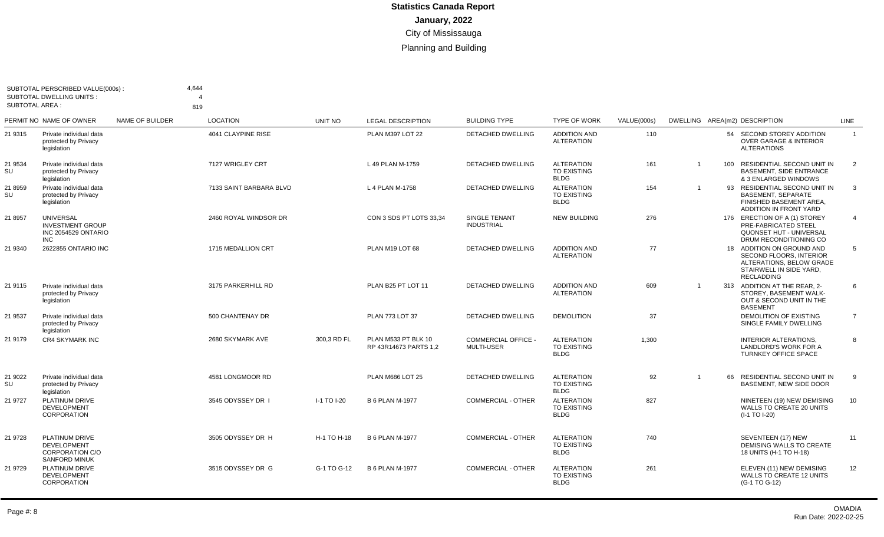# Statistics Canada Report

## January, 2022

### City of Mississauga

### Planning and Building

SUBTOTAL PERSCRIBED VALUE(000s) : 4,644
SUBTOTAL DWELLING UNITS : 4
SUBTOTAL AREA : 819

| PERMIT NO | NAME OF OWNER | NAME OF BUILDER | LOCATION | UNIT NO | LEGAL DESCRIPTION | BUILDING TYPE | TYPE OF WORK | VALUE(000s) | DWELLING | AREA(m2) | DESCRIPTION | LINE |
|---|---|---|---|---|---|---|---|---|---|---|---|---|
| 21 9315 | Private individual data protected by Privacy legislation | | 4041 CLAYPINE RISE | | PLAN M397 LOT 22 | DETACHED DWELLING | ADDITION AND ALTERATION | 110 | | 54 | SECOND STOREY ADDITION OVER GARAGE & INTERIOR ALTERATIONS | 1 |
| 21 9534 SU | Private individual data protected by Privacy legislation | | 7127 WRIGLEY CRT | | L 49 PLAN M-1759 | DETACHED DWELLING | ALTERATION TO EXISTING BLDG | 161 | 1 | 100 | RESIDENTIAL SECOND UNIT IN BASEMENT, SIDE ENTRANCE & 3 ENLARGED WINDOWS | 2 |
| 21 8959 SU | Private individual data protected by Privacy legislation | | 7133 SAINT BARBARA BLVD | | L 4 PLAN M-1758 | DETACHED DWELLING | ALTERATION TO EXISTING BLDG | 154 | 1 | 93 | RESIDENTIAL SECOND UNIT IN BASEMENT, SEPARATE FINISHED BASEMENT AREA, ADDITION IN FRONT YARD | 3 |
| 21 8957 | UNIVERSAL INVESTMENT GROUP INC 2054529 ONTARIO INC | | 2460 ROYAL WINDSOR DR | | CON 3 SDS PT LOTS 33,34 | SINGLE TENANT INDUSTRIAL | NEW BUILDING | 276 | | 176 | ERECTION OF A (1) STOREY PRE-FABRICATED STEEL QUONSET HUT - UNIVERSAL DRUM RECONDITIONING CO | 4 |
| 21 9340 | 2622855 ONTARIO INC | | 1715 MEDALLION CRT | | PLAN M19 LOT 68 | DETACHED DWELLING | ADDITION AND ALTERATION | 77 | | 18 | ADDITION ON GROUND AND SECOND FLOORS, INTERIOR ALTERATIONS, BELOW GRADE STAIRWELL IN SIDE YARD, RECLADDING | 5 |
| 21 9115 | Private individual data protected by Privacy legislation | | 3175 PARKERHILL RD | | PLAN B25 PT LOT 11 | DETACHED DWELLING | ADDITION AND ALTERATION | 609 | 1 | 313 | ADDITION AT THE REAR, 2-STOREY, BASEMENT WALK-OUT & SECOND UNIT IN THE BASEMENT | 6 |
| 21 9537 | Private individual data protected by Privacy legislation | | 500 CHANTENAY DR | | PLAN 773 LOT 37 | DETACHED DWELLING | DEMOLITION | 37 | | | DEMOLITION OF EXISTING SINGLE FAMILY DWELLING | 7 |
| 21 9179 | CR4 SKYMARK INC | | 2680 SKYMARK AVE | 300,3 RD FL | PLAN M533 PT BLK 10 RP 43R14673 PARTS 1,2 | COMMERCIAL OFFICE - MULTI-USER | ALTERATION TO EXISTING BLDG | 1,300 | | | INTERIOR ALTERATIONS, LANDLORD'S WORK FOR A TURNKEY OFFICE SPACE | 8 |
| 21 9022 SU | Private individual data protected by Privacy legislation | | 4581 LONGMOOR RD | | PLAN M686 LOT 25 | DETACHED DWELLING | ALTERATION TO EXISTING BLDG | 92 | 1 | 66 | RESIDENTIAL SECOND UNIT IN BASEMENT, NEW SIDE DOOR | 9 |
| 21 9727 | PLATINUM DRIVE DEVELOPMENT CORPORATION | | 3545 ODYSSEY DR I | I-1 TO I-20 | B 6 PLAN M-1977 | COMMERCIAL - OTHER | ALTERATION TO EXISTING BLDG | 827 | | | NINETEEN (19) NEW DEMISING WALLS TO CREATE 20 UNITS (I-1 TO I-20) | 10 |
| 21 9728 | PLATINUM DRIVE DEVELOPMENT CORPORATION C/O SANFORD MINUK | | 3505 ODYSSEY DR H | H-1 TO H-18 | B 6 PLAN M-1977 | COMMERCIAL - OTHER | ALTERATION TO EXISTING BLDG | 740 | | | SEVENTEEN (17) NEW DEMISING WALLS TO CREATE 18 UNITS (H-1 TO H-18) | 11 |
| 21 9729 | PLATINUM DRIVE DEVELOPMENT CORPORATION | | 3515 ODYSSEY DR G | G-1 TO G-12 | B 6 PLAN M-1977 | COMMERCIAL - OTHER | ALTERATION TO EXISTING BLDG | 261 | | | ELEVEN (11) NEW DEMISING WALLS TO CREATE 12 UNITS (G-1 TO G-12) | 12 |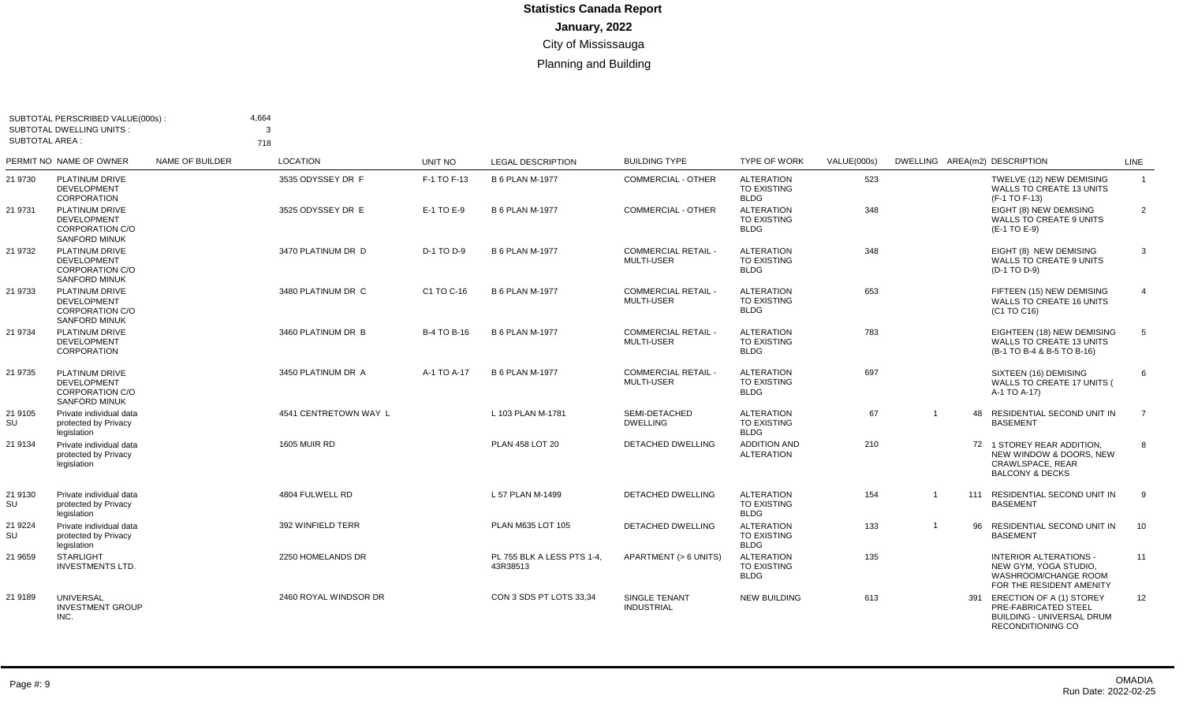# Statistics Canada Report

**January, 2022**

City of Mississauga

Planning and Building

SUBTOTAL PERSCRIBED VALUE(000s) : 4,664
SUBTOTAL DWELLING UNITS : 3
SUBTOTAL AREA : 718

| PERMIT NO | NAME OF OWNER | NAME OF BUILDER | LOCATION | UNIT NO | LEGAL DESCRIPTION | BUILDING TYPE | TYPE OF WORK | VALUE(000s) | DWELLING | AREA(m2) | DESCRIPTION | LINE |
|---|---|---|---|---|---|---|---|---|---|---|---|---|
| 21 9730 | PLATINUM DRIVE DEVELOPMENT CORPORATION | | 3535 ODYSSEY DR F | F-1 TO F-13 | B 6 PLAN M-1977 | COMMERCIAL - OTHER | ALTERATION TO EXISTING BLDG | 523 | | | TWELVE (12) NEW DEMISING WALLS TO CREATE 13 UNITS (F-1 TO F-13) | 1 |
| 21 9731 | PLATINUM DRIVE DEVELOPMENT CORPORATION C/O SANFORD MINUK | | 3525 ODYSSEY DR E | E-1 TO E-9 | B 6 PLAN M-1977 | COMMERCIAL - OTHER | ALTERATION TO EXISTING BLDG | 348 | | | EIGHT (8) NEW DEMISING WALLS TO CREATE 9 UNITS (E-1 TO E-9) | 2 |
| 21 9732 | PLATINUM DRIVE DEVELOPMENT CORPORATION C/O SANFORD MINUK | | 3470 PLATINUM DR D | D-1 TO D-9 | B 6 PLAN M-1977 | COMMERCIAL RETAIL - MULTI-USER | ALTERATION TO EXISTING BLDG | 348 | | | EIGHT (8) NEW DEMISING WALLS TO CREATE 9 UNITS (D-1 TO D-9) | 3 |
| 21 9733 | PLATINUM DRIVE DEVELOPMENT CORPORATION C/O SANFORD MINUK | | 3480 PLATINUM DR C | C1 TO C-16 | B 6 PLAN M-1977 | COMMERCIAL RETAIL - MULTI-USER | ALTERATION TO EXISTING BLDG | 653 | | | FIFTEEN (15) NEW DEMISING WALLS TO CREATE 16 UNITS (C1 TO C16) | 4 |
| 21 9734 | PLATINUM DRIVE DEVELOPMENT CORPORATION | | 3460 PLATINUM DR B | B-4 TO B-16 | B 6 PLAN M-1977 | COMMERCIAL RETAIL - MULTI-USER | ALTERATION TO EXISTING BLDG | 783 | | | EIGHTEEN (18) NEW DEMISING WALLS TO CREATE 13 UNITS (B-1 TO B-4 & B-5 TO B-16) | 5 |
| 21 9735 | PLATINUM DRIVE DEVELOPMENT CORPORATION C/O SANFORD MINUK | | 3450 PLATINUM DR A | A-1 TO A-17 | B 6 PLAN M-1977 | COMMERCIAL RETAIL - MULTI-USER | ALTERATION TO EXISTING BLDG | 697 | | | SIXTEEN (16) DEMISING WALLS TO CREATE 17 UNITS ( A-1 TO A-17) | 6 |
| 21 9105 SU | Private individual data protected by Privacy legislation | | 4541 CENTRETOWN WAY L | | L 103 PLAN M-1781 | SEMI-DETACHED DWELLING | ALTERATION TO EXISTING BLDG | 67 | 1 | 48 | RESIDENTIAL SECOND UNIT IN BASEMENT | 7 |
| 21 9134 | Private individual data protected by Privacy legislation | | 1605 MUIR RD | | PLAN 458 LOT 20 | DETACHED DWELLING | ADDITION AND ALTERATION | 210 | | 72 | 1 STOREY REAR ADDITION, NEW WINDOW & DOORS, NEW CRAWLSPACE, REAR BALCONY & DECKS | 8 |
| 21 9130 SU | Private individual data protected by Privacy legislation | | 4804 FULWELL RD | | L 57 PLAN M-1499 | DETACHED DWELLING | ALTERATION TO EXISTING BLDG | 154 | 1 | 111 | RESIDENTIAL SECOND UNIT IN BASEMENT | 9 |
| 21 9224 SU | Private individual data protected by Privacy legislation | | 392 WINFIELD TERR | | PLAN M635 LOT 105 | DETACHED DWELLING | ALTERATION TO EXISTING BLDG | 133 | 1 | 96 | RESIDENTIAL SECOND UNIT IN BASEMENT | 10 |
| 21 9659 | STARLIGHT INVESTMENTS LTD. | | 2250 HOMELANDS DR | | PL 755 BLK A LESS PTS 1-4, 43R38513 | APARTMENT (> 6 UNITS) | ALTERATION TO EXISTING BLDG | 135 | | | INTERIOR ALTERATIONS - NEW GYM, YOGA STUDIO, WASHROOM/CHANGE ROOM FOR THE RESIDENT AMENITY | 11 |
| 21 9189 | UNIVERSAL INVESTMENT GROUP INC. | | 2460 ROYAL WINDSOR DR | | CON 3 SDS PT LOTS 33,34 | SINGLE TENANT INDUSTRIAL | NEW BUILDING | 613 | | 391 | ERECTION OF A (1) STOREY PRE-FABRICATED STEEL BUILDING - UNIVERSAL DRUM RECONDITIONING CO | 12 |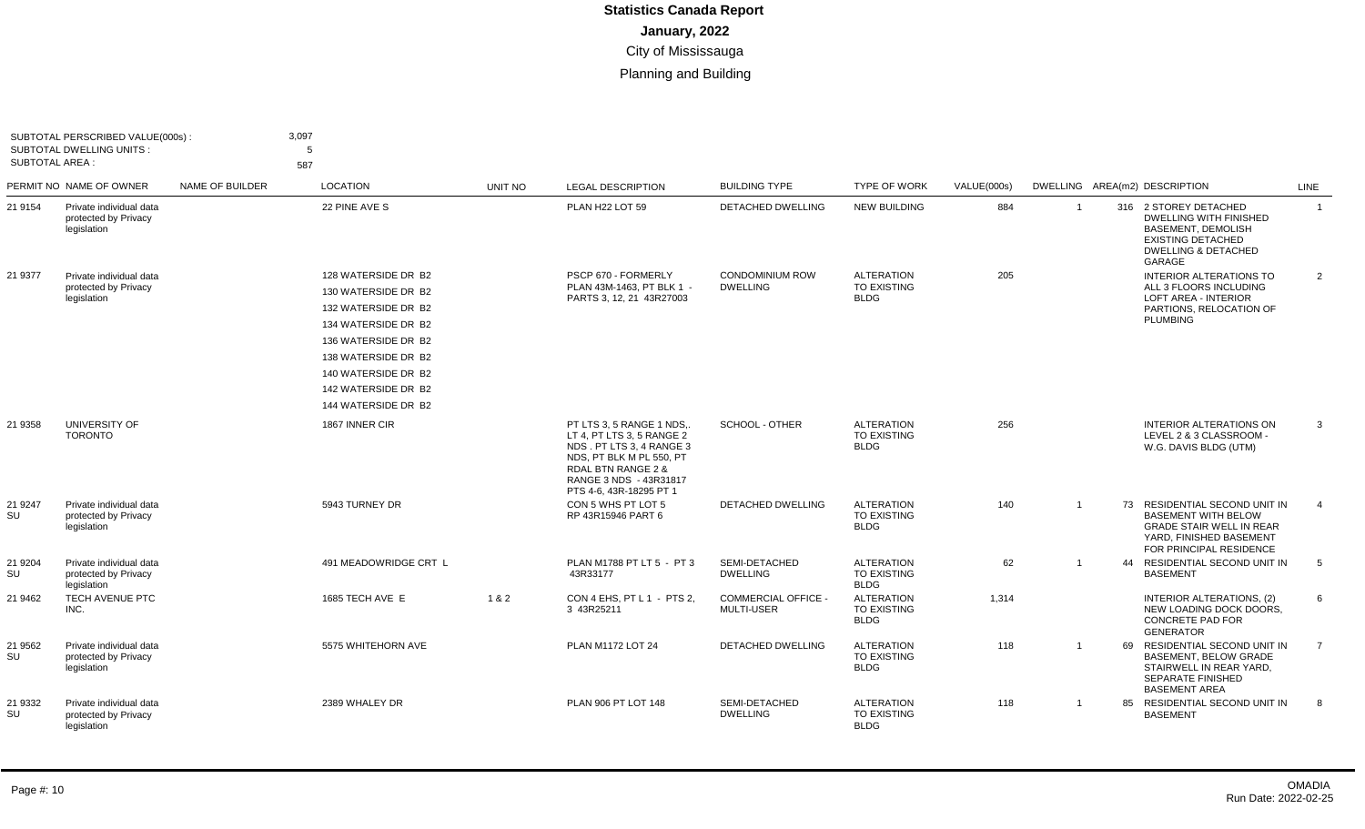SUBTOTAL PERSCRIBED VALUE(000s) : 3,097
SUBTOTAL DWELLING UNITS : 5
SUBTOTAL AREA : 587

| PERMIT NO | NAME OF OWNER | NAME OF BUILDER | LOCATION | UNIT NO | LEGAL DESCRIPTION | BUILDING TYPE | TYPE OF WORK | VALUE(000s) | DWELLING | AREA(m2) | DESCRIPTION | LINE |
|---|---|---|---|---|---|---|---|---|---|---|---|---|
| 21 9154 | Private individual data protected by Privacy legislation | | 22 PINE AVE S | | PLAN H22 LOT 59 | DETACHED DWELLING | NEW BUILDING | 884 | 1 | 316 | 2 STOREY DETACHED DWELLING WITH FINISHED BASEMENT, DEMOLISH EXISTING DETACHED DWELLING & DETACHED GARAGE | 1 |
| 21 9377 | Private individual data protected by Privacy legislation | | 128 WATERSIDE DR B2<br>130 WATERSIDE DR B2<br>132 WATERSIDE DR B2<br>134 WATERSIDE DR B2<br>136 WATERSIDE DR B2<br>138 WATERSIDE DR B2<br>140 WATERSIDE DR B2<br>142 WATERSIDE DR B2<br>144 WATERSIDE DR B2 | | PSCP 670 - FORMERLY PLAN 43M-1463, PT BLK 1 - PARTS 3, 12, 21 43R27003 | CONDOMINIUM ROW DWELLING | ALTERATION TO EXISTING BLDG | 205 | | | INTERIOR ALTERATIONS TO ALL 3 FLOORS INCLUDING LOFT AREA - INTERIOR PARTIONS, RELOCATION OF PLUMBING | 2 |
| 21 9358 | UNIVERSITY OF TORONTO | | 1867 INNER CIR | | PT LTS 3, 5 RANGE 1 NDS,. LT 4, PT LTS 3, 5 RANGE 2 NDS . PT LTS 3, 4 RANGE 3 NDS, PT BLK M PL 550, PT RDAL BTN RANGE 2 & RANGE 3 NDS - 43R31817 PTS 4-6, 43R-18295 PT 1 | SCHOOL - OTHER | ALTERATION TO EXISTING BLDG | 256 | | | INTERIOR ALTERATIONS ON LEVEL 2 & 3 CLASSROOM - W.G. DAVIS BLDG (UTM) | 3 |
| 21 9247 SU | Private individual data protected by Privacy legislation | | 5943 TURNEY DR | | CON 5 WHS PT LOT 5 RP 43R15946 PART 6 | DETACHED DWELLING | ALTERATION TO EXISTING BLDG | 140 | 1 | 73 | RESIDENTIAL SECOND UNIT IN BASEMENT WITH BELOW GRADE STAIR WELL IN REAR YARD, FINISHED BASEMENT FOR PRINCIPAL RESIDENCE | 4 |
| 21 9204 SU | Private individual data protected by Privacy legislation | | 491 MEADOWRIDGE CRT L | | PLAN M1788 PT LT 5 - PT 3 43R33177 | SEMI-DETACHED DWELLING | ALTERATION TO EXISTING BLDG | 62 | 1 | 44 | RESIDENTIAL SECOND UNIT IN BASEMENT | 5 |
| 21 9462 | TECH AVENUE PTC INC. | | 1685 TECH AVE E | 1 & 2 | CON 4 EHS, PT L 1 - PTS 2, 3 43R25211 | COMMERCIAL OFFICE - MULTI-USER | ALTERATION TO EXISTING BLDG | 1,314 | | | INTERIOR ALTERATIONS, (2) NEW LOADING DOCK DOORS, CONCRETE PAD FOR GENERATOR | 6 |
| 21 9562 SU | Private individual data protected by Privacy legislation | | 5575 WHITEHORN AVE | | PLAN M1172 LOT 24 | DETACHED DWELLING | ALTERATION TO EXISTING BLDG | 118 | 1 | 69 | RESIDENTIAL SECOND UNIT IN BASEMENT, BELOW GRADE STAIRWELL IN REAR YARD, SEPARATE FINISHED BASEMENT AREA | 7 |
| 21 9332 SU | Private individual data protected by Privacy legislation | | 2389 WHALEY DR | | PLAN 906 PT LOT 148 | SEMI-DETACHED DWELLING | ALTERATION TO EXISTING BLDG | 118 | 1 | 85 | RESIDENTIAL SECOND UNIT IN BASEMENT | 8 |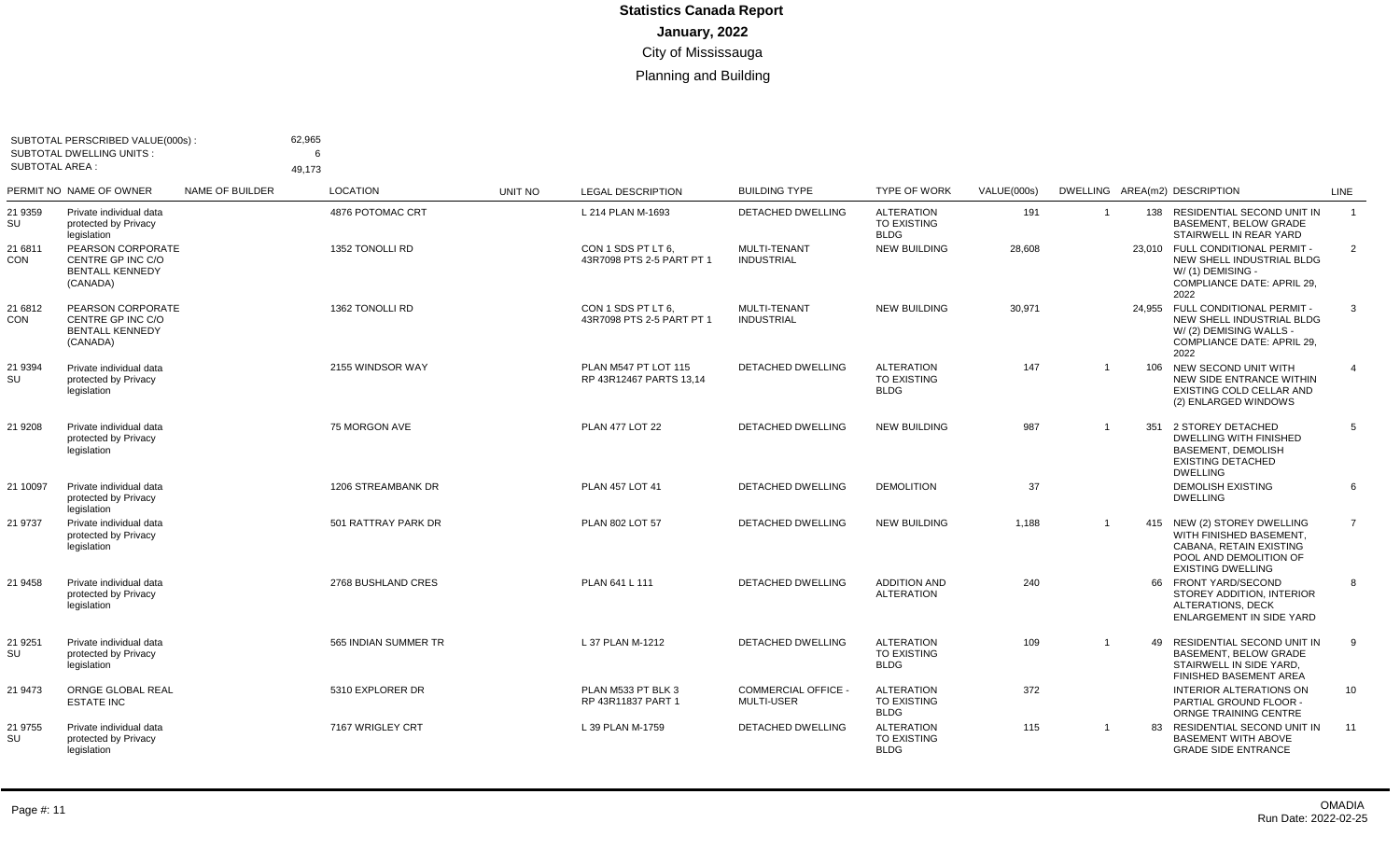# Statistics Canada Report

**January, 2022**

City of Mississauga

Planning and Building

SUBTOTAL PERSCRIBED VALUE(000s) : 62,965
SUBTOTAL DWELLING UNITS : 6
SUBTOTAL AREA : 49,173

| PERMIT NO | NAME OF OWNER | NAME OF BUILDER | LOCATION | UNIT NO | LEGAL DESCRIPTION | BUILDING TYPE | TYPE OF WORK | VALUE(000s) | DWELLING | AREA(m2) | DESCRIPTION | LINE |
|---|---|---|---|---|---|---|---|---|---|---|---|---|
| 21 9359 SU | Private individual data protected by Privacy legislation | | 4876 POTOMAC CRT | | L 214 PLAN M-1693 | DETACHED DWELLING | ALTERATION TO EXISTING BLDG | 191 | 1 | 138 | RESIDENTIAL SECOND UNIT IN BASEMENT, BELOW GRADE STAIRWELL IN REAR YARD | 1 |
| 21 6811 CON | PEARSON CORPORATE CENTRE GP INC C/O BENTALL KENNEDY (CANADA) | | 1352 TONOLLI RD | | CON 1 SDS PT LT 6, 43R7098 PTS 2-5 PART PT 1 | MULTI-TENANT INDUSTRIAL | NEW BUILDING | 28,608 | | 23,010 | FULL CONDITIONAL PERMIT - NEW SHELL INDUSTRIAL BLDG W/ (1) DEMISING - COMPLIANCE DATE: APRIL 29, 2022 | 2 |
| 21 6812 CON | PEARSON CORPORATE CENTRE GP INC C/O BENTALL KENNEDY (CANADA) | | 1362 TONOLLI RD | | CON 1 SDS PT LT 6, 43R7098 PTS 2-5 PART PT 1 | MULTI-TENANT INDUSTRIAL | NEW BUILDING | 30,971 | | 24,955 | FULL CONDITIONAL PERMIT - NEW SHELL INDUSTRIAL BLDG W/ (2) DEMISING WALLS - COMPLIANCE DATE: APRIL 29, 2022 | 3 |
| 21 9394 SU | Private individual data protected by Privacy legislation | | 2155 WINDSOR WAY | | PLAN M547 PT LOT 115 RP 43R12467 PARTS 13,14 | DETACHED DWELLING | ALTERATION TO EXISTING BLDG | 147 | 1 | 106 | NEW SECOND UNIT WITH NEW SIDE ENTRANCE WITHIN EXISTING COLD CELLAR AND (2) ENLARGED WINDOWS | 4 |
| 21 9208 | Private individual data protected by Privacy legislation | | 75 MORGON AVE | | PLAN 477 LOT 22 | DETACHED DWELLING | NEW BUILDING | 987 | 1 | 351 | 2 STOREY DETACHED DWELLING WITH FINISHED BASEMENT, DEMOLISH EXISTING DETACHED DWELLING | 5 |
| 21 10097 | Private individual data protected by Privacy legislation | | 1206 STREAMBANK DR | | PLAN 457 LOT 41 | DETACHED DWELLING | DEMOLITION | 37 | | | DEMOLISH EXISTING DWELLING | 6 |
| 21 9737 | Private individual data protected by Privacy legislation | | 501 RATTRAY PARK DR | | PLAN 802 LOT 57 | DETACHED DWELLING | NEW BUILDING | 1,188 | 1 | 415 | NEW (2) STOREY DWELLING WITH FINISHED BASEMENT, CABANA, RETAIN EXISTING POOL AND DEMOLITION OF EXISTING DWELLING | 7 |
| 21 9458 | Private individual data protected by Privacy legislation | | 2768 BUSHLAND CRES | | PLAN 641 L 111 | DETACHED DWELLING | ADDITION AND ALTERATION | 240 | | 66 | FRONT YARD/SECOND STOREY ADDITION, INTERIOR ALTERATIONS, DECK ENLARGEMENT IN SIDE YARD | 8 |
| 21 9251 SU | Private individual data protected by Privacy legislation | | 565 INDIAN SUMMER TR | | L 37 PLAN M-1212 | DETACHED DWELLING | ALTERATION TO EXISTING BLDG | 109 | 1 | 49 | RESIDENTIAL SECOND UNIT IN BASEMENT, BELOW GRADE STAIRWELL IN SIDE YARD, FINISHED BASEMENT AREA | 9 |
| 21 9473 | ORNGE GLOBAL REAL ESTATE INC | | 5310 EXPLORER DR | | PLAN M533 PT BLK 3 RP 43R11837 PART 1 | COMMERCIAL OFFICE - MULTI-USER | ALTERATION TO EXISTING BLDG | 372 | | | INTERIOR ALTERATIONS ON PARTIAL GROUND FLOOR - ORNGE TRAINING CENTRE | 10 |
| 21 9755 SU | Private individual data protected by Privacy legislation | | 7167 WRIGLEY CRT | | L 39 PLAN M-1759 | DETACHED DWELLING | ALTERATION TO EXISTING BLDG | 115 | 1 | 83 | RESIDENTIAL SECOND UNIT IN BASEMENT WITH ABOVE GRADE SIDE ENTRANCE | 11 |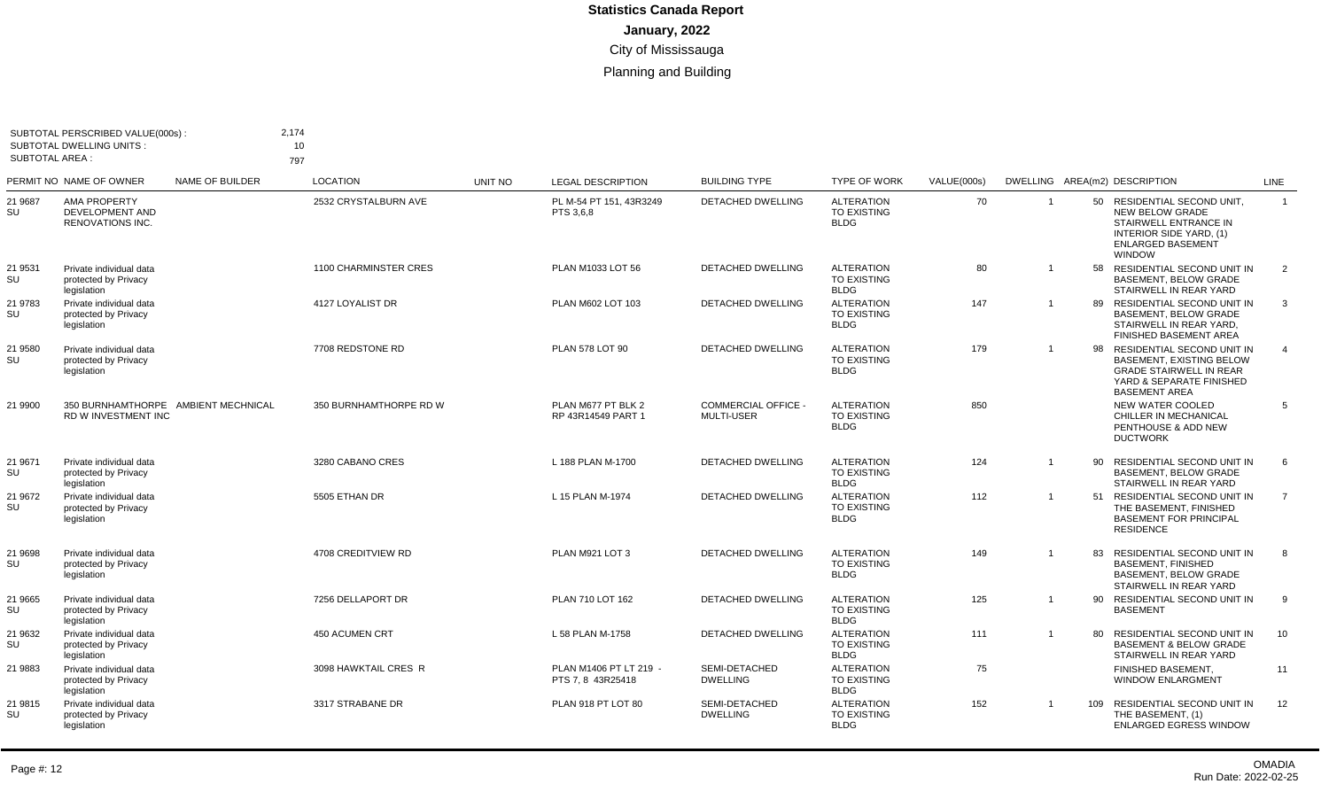# Statistics Canada Report

**January, 2022**

City of Mississauga

Planning and Building

SUBTOTAL PERSCRIBED VALUE(000s) : 2,174
SUBTOTAL DWELLING UNITS : 10
SUBTOTAL AREA : 797

| PERMIT NO | NAME OF OWNER | NAME OF BUILDER | LOCATION | UNIT NO | LEGAL DESCRIPTION | BUILDING TYPE | TYPE OF WORK | VALUE(000s) | DWELLING | AREA(m2) | DESCRIPTION | LINE |
|---|---|---|---|---|---|---|---|---|---|---|---|---|
| 21 9687 SU | AMA PROPERTY DEVELOPMENT AND RENOVATIONS INC. | | 2532 CRYSTALBURN AVE | | PL M-54 PT 151, 43R3249 PTS 3,6,8 | DETACHED DWELLING | ALTERATION TO EXISTING BLDG | 70 | 1 | 50 | RESIDENTIAL SECOND UNIT, NEW BELOW GRADE STAIRWELL ENTRANCE IN INTERIOR SIDE YARD, (1) ENLARGED BASEMENT WINDOW | 1 |
| 21 9531 SU | Private individual data protected by Privacy legislation | | 1100 CHARMINSTER CRES | | PLAN M1033 LOT 56 | DETACHED DWELLING | ALTERATION TO EXISTING BLDG | 80 | 1 | 58 | RESIDENTIAL SECOND UNIT IN BASEMENT, BELOW GRADE STAIRWELL IN REAR YARD | 2 |
| 21 9783 SU | Private individual data protected by Privacy legislation | | 4127 LOYALIST DR | | PLAN M602 LOT 103 | DETACHED DWELLING | ALTERATION TO EXISTING BLDG | 147 | 1 | 89 | RESIDENTIAL SECOND UNIT IN BASEMENT, BELOW GRADE STAIRWELL IN REAR YARD, FINISHED BASEMENT AREA | 3 |
| 21 9580 SU | Private individual data protected by Privacy legislation | | 7708 REDSTONE RD | | PLAN 578 LOT 90 | DETACHED DWELLING | ALTERATION TO EXISTING BLDG | 179 | 1 | 98 | RESIDENTIAL SECOND UNIT IN BASEMENT, EXISTING BELOW GRADE STAIRWELL IN REAR YARD & SEPARATE FINISHED BASEMENT AREA | 4 |
| 21 9900 | 350 BURNHAMTHORPE RD W INVESTMENT INC | AMBIENT MECHNICAL | 350 BURNHAMTHORPE RD W | | PLAN M677 PT BLK 2 RP 43R14549 PART 1 | COMMERCIAL OFFICE - MULTI-USER | ALTERATION TO EXISTING BLDG | 850 | | | NEW WATER COOLED CHILLER IN MECHANICAL PENTHOUSE & ADD NEW DUCTWORK | 5 |
| 21 9671 SU | Private individual data protected by Privacy legislation | | 3280 CABANO CRES | | L 188 PLAN M-1700 | DETACHED DWELLING | ALTERATION TO EXISTING BLDG | 124 | 1 | 90 | RESIDENTIAL SECOND UNIT IN BASEMENT, BELOW GRADE STAIRWELL IN REAR YARD | 6 |
| 21 9672 SU | Private individual data protected by Privacy legislation | | 5505 ETHAN DR | | L 15 PLAN M-1974 | DETACHED DWELLING | ALTERATION TO EXISTING BLDG | 112 | 1 | 51 | RESIDENTIAL SECOND UNIT IN THE BASEMENT, FINISHED BASEMENT FOR PRINCIPAL RESIDENCE | 7 |
| 21 9698 SU | Private individual data protected by Privacy legislation | | 4708 CREDITVIEW RD | | PLAN M921 LOT 3 | DETACHED DWELLING | ALTERATION TO EXISTING BLDG | 149 | 1 | 83 | RESIDENTIAL SECOND UNIT IN BASEMENT, FINISHED BASEMENT, BELOW GRADE STAIRWELL IN REAR YARD | 8 |
| 21 9665 SU | Private individual data protected by Privacy legislation | | 7256 DELLAPORT DR | | PLAN 710 LOT 162 | DETACHED DWELLING | ALTERATION TO EXISTING BLDG | 125 | 1 | 90 | RESIDENTIAL SECOND UNIT IN BASEMENT | 9 |
| 21 9632 SU | Private individual data protected by Privacy legislation | | 450 ACUMEN CRT | | L 58 PLAN M-1758 | DETACHED DWELLING | ALTERATION TO EXISTING BLDG | 111 | 1 | 80 | RESIDENTIAL SECOND UNIT IN BASEMENT & BELOW GRADE STAIRWELL IN REAR YARD | 10 |
| 21 9883 | Private individual data protected by Privacy legislation | | 3098 HAWKTAIL CRES R | | PLAN M1406 PT LT 219 - PTS 7, 8 43R25418 | SEMI-DETACHED DWELLING | ALTERATION TO EXISTING BLDG | 75 | | | FINISHED BASEMENT, WINDOW ENLARGMENT | 11 |
| 21 9815 SU | Private individual data protected by Privacy legislation | | 3317 STRABANE DR | | PLAN 918 PT LOT 80 | SEMI-DETACHED DWELLING | ALTERATION TO EXISTING BLDG | 152 | 1 | 109 | RESIDENTIAL SECOND UNIT IN THE BASEMENT, (1) ENLARGED EGRESS WINDOW | 12 |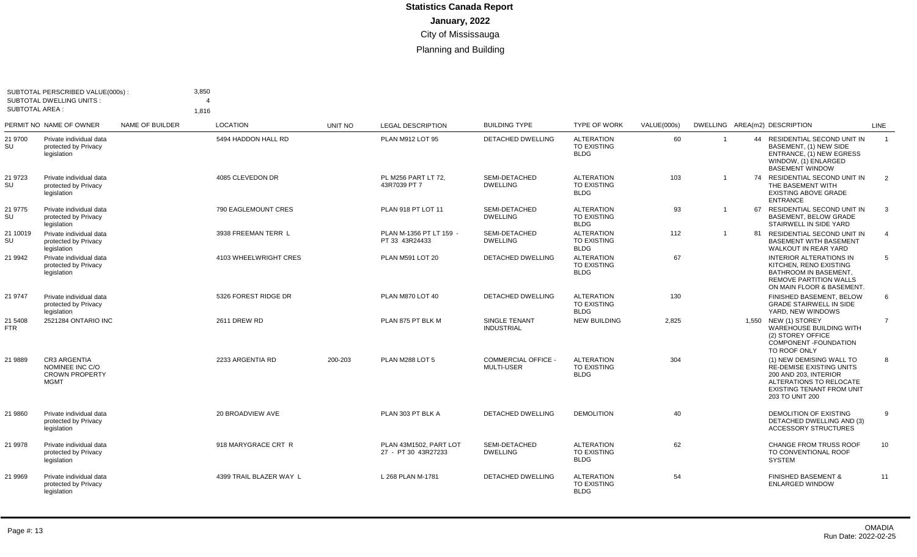# Statistics Canada Report
## January, 2022
### City of Mississauga
### Planning and Building

SUBTOTAL PERSCRIBED VALUE(000s) : 3,850
SUBTOTAL DWELLING UNITS : 4
SUBTOTAL AREA : 1,816

| PERMIT NO | NAME OF OWNER | NAME OF BUILDER | LOCATION | UNIT NO | LEGAL DESCRIPTION | BUILDING TYPE | TYPE OF WORK | VALUE(000s) | DWELLING | AREA(m2) | DESCRIPTION | LINE |
|---|---|---|---|---|---|---|---|---|---|---|---|---|
| 21 9700 SU | Private individual data protected by Privacy legislation | | 5494 HADDON HALL RD | | PLAN M912 LOT 95 | DETACHED DWELLING | ALTERATION TO EXISTING BLDG | 60 | 1 | 44 | RESIDENTIAL SECOND UNIT IN BASEMENT, (1) NEW SIDE ENTRANCE, (1) NEW EGRESS WINDOW, (1) ENLARGED BASEMENT WINDOW | 1 |
| 21 9723 SU | Private individual data protected by Privacy legislation | | 4085 CLEVEDON DR | | PL M256 PART LT 72, 43R7039 PT 7 | SEMI-DETACHED DWELLING | ALTERATION TO EXISTING BLDG | 103 | 1 | 74 | RESIDENTIAL SECOND UNIT IN THE BASEMENT WITH EXISTING ABOVE GRADE ENTRANCE | 2 |
| 21 9775 SU | Private individual data protected by Privacy legislation | | 790 EAGLEMOUNT CRES | | PLAN 918 PT LOT 11 | SEMI-DETACHED DWELLING | ALTERATION TO EXISTING BLDG | 93 | 1 | 67 | RESIDENTIAL SECOND UNIT IN BASEMENT, BELOW GRADE STAIRWELL IN SIDE YARD | 3 |
| 21 10019 SU | Private individual data protected by Privacy legislation | | 3938 FREEMAN TERR L | | PLAN M-1356 PT LT 159 - PT 33 43R24433 | SEMI-DETACHED DWELLING | ALTERATION TO EXISTING BLDG | 112 | 1 | 81 | RESIDENTIAL SECOND UNIT IN BASEMENT WITH BASEMENT WALKOUT IN REAR YARD | 4 |
| 21 9942 | Private individual data protected by Privacy legislation | | 4103 WHEELWRIGHT CRES | | PLAN M591 LOT 20 | DETACHED DWELLING | ALTERATION TO EXISTING BLDG | 67 | | | INTERIOR ALTERATIONS IN KITCHEN, RENO EXISTING BATHROOM IN BASEMENT, REMOVE PARTITION WALLS ON MAIN FLOOR & BASEMENT. | 5 |
| 21 9747 | Private individual data protected by Privacy legislation | | 5326 FOREST RIDGE DR | | PLAN M870 LOT 40 | DETACHED DWELLING | ALTERATION TO EXISTING BLDG | 130 | | | FINISHED BASEMENT, BELOW GRADE STAIRWELL IN SIDE YARD, NEW WINDOWS | 6 |
| 21 5408 FTR | 2521284 ONTARIO INC | | 2611 DREW RD | | PLAN 875 PT BLK M | SINGLE TENANT INDUSTRIAL | NEW BUILDING | 2,825 | | 1,550 | NEW (1) STOREY WAREHOUSE BUILDING WITH (2) STOREY OFFICE COMPONENT -FOUNDATION TO ROOF ONLY | 7 |
| 21 9889 | CR3 ARGENTIA NOMINEE INC C/O CROWN PROPERTY MGMT | | 2233 ARGENTIA RD | 200-203 | PLAN M288 LOT 5 | COMMERCIAL OFFICE - MULTI-USER | ALTERATION TO EXISTING BLDG | 304 | | | (1) NEW DEMISING WALL TO RE-DEMISE EXISTING UNITS 200 AND 203, INTERIOR ALTERATIONS TO RELOCATE EXISTING TENANT FROM UNIT 203 TO UNIT 200 | 8 |
| 21 9860 | Private individual data protected by Privacy legislation | | 20 BROADVIEW AVE | | PLAN 303 PT BLK A | DETACHED DWELLING | DEMOLITION | 40 | | | DEMOLITION OF EXISTING DETACHED DWELLING AND (3) ACCESSORY STRUCTURES | 9 |
| 21 9978 | Private individual data protected by Privacy legislation | | 918 MARYGRACE CRT R | | PLAN 43M1502, PART LOT 27 - PT 30 43R27233 | SEMI-DETACHED DWELLING | ALTERATION TO EXISTING BLDG | 62 | | | CHANGE FROM TRUSS ROOF TO CONVENTIONAL ROOF SYSTEM | 10 |
| 21 9969 | Private individual data protected by Privacy legislation | | 4399 TRAIL BLAZER WAY L | | L 268 PLAN M-1781 | DETACHED DWELLING | ALTERATION TO EXISTING BLDG | 54 | | | FINISHED BASEMENT & ENLARGED WINDOW | 11 |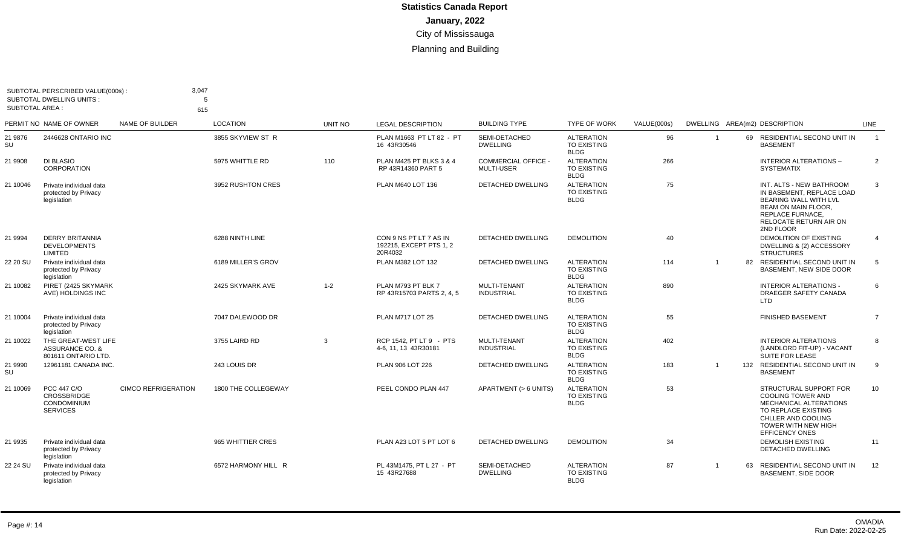# Statistics Canada Report

**January, 2022**

City of Mississauga

Planning and Building

SUBTOTAL PERSCRIBED VALUE(000s) : 3,047
SUBTOTAL DWELLING UNITS : 5
SUBTOTAL AREA : 615

| PERMIT NO | NAME OF OWNER | NAME OF BUILDER | LOCATION | UNIT NO | LEGAL DESCRIPTION | BUILDING TYPE | TYPE OF WORK | VALUE(000s) | DWELLING | AREA(m2) | DESCRIPTION | LINE |
|---|---|---|---|---|---|---|---|---|---|---|---|---|
| 21 9876 SU | 2446628 ONTARIO INC | | 3855 SKYVIEW ST R | | PLAN M1663 PT LT 82 - PT 16 43R30546 | SEMI-DETACHED DWELLING | ALTERATION TO EXISTING BLDG | 96 | 1 | 69 | RESIDENTIAL SECOND UNIT IN BASEMENT | 1 |
| 21 9908 | DI BLASIO CORPORATION | | 5975 WHITTLE RD | 110 | PLAN M425 PT BLKS 3 & 4 RP 43R14360 PART 5 | COMMERCIAL OFFICE - MULTI-USER | ALTERATION TO EXISTING BLDG | 266 | | | INTERIOR ALTERATIONS – SYSTEMATIX | 2 |
| 21 10046 | Private individual data protected by Privacy legislation | | 3952 RUSHTON CRES | | PLAN M640 LOT 136 | DETACHED DWELLING | ALTERATION TO EXISTING BLDG | 75 | | | INT. ALTS - NEW BATHROOM IN BASEMENT, REPLACE LOAD BEARING WALL WITH LVL BEAM ON MAIN FLOOR, REPLACE FURNACE, RELOCATE RETURN AIR ON 2ND FLOOR | 3 |
| 21 9994 | DERRY BRITANNIA DEVELOPMENTS LIMITED | | 6288 NINTH LINE | | CON 9 NS PT LT 7 AS IN 192215, EXCEPT PTS 1, 2 20R4032 | DETACHED DWELLING | DEMOLITION | 40 | | | DEMOLITION OF EXISTING DWELLING & (2) ACCESSORY STRUCTURES | 4 |
| 22 20 SU | Private individual data protected by Privacy legislation | | 6189 MILLER'S GROV | | PLAN M382 LOT 132 | DETACHED DWELLING | ALTERATION TO EXISTING BLDG | 114 | 1 | 82 | RESIDENTIAL SECOND UNIT IN BASEMENT, NEW SIDE DOOR | 5 |
| 21 10082 | PIRET (2425 SKYMARK AVE) HOLDINGS INC | | 2425 SKYMARK AVE | 1-2 | PLAN M793 PT BLK 7 RP 43R15703 PARTS 2, 4, 5 | MULTI-TENANT INDUSTRIAL | ALTERATION TO EXISTING BLDG | 890 | | | INTERIOR ALTERATIONS - DRAEGER SAFETY CANADA LTD | 6 |
| 21 10004 | Private individual data protected by Privacy legislation | | 7047 DALEWOOD DR | | PLAN M717 LOT 25 | DETACHED DWELLING | ALTERATION TO EXISTING BLDG | 55 | | | FINISHED BASEMENT | 7 |
| 21 10022 | THE GREAT-WEST LIFE ASSURANCE CO. & 801611 ONTARIO LTD. | | 3755 LAIRD RD | 3 | RCP 1542, PT LT 9 - PTS 4-6, 11, 13 43R30181 | MULTI-TENANT INDUSTRIAL | ALTERATION TO EXISTING BLDG | 402 | | | INTERIOR ALTERATIONS (LANDLORD FIT-UP) - VACANT SUITE FOR LEASE | 8 |
| 21 9990 SU | 12961181 CANADA INC. | | 243 LOUIS DR | | PLAN 906 LOT 226 | DETACHED DWELLING | ALTERATION TO EXISTING BLDG | 183 | 1 | 132 | RESIDENTIAL SECOND UNIT IN BASEMENT | 9 |
| 21 10069 | PCC 447 C/O CROSSBRIDGE CONDOMINIUM SERVICES | CIMCO REFRIGERATION | 1800 THE COLLEGEWAY | | PEEL CONDO PLAN 447 | APARTMENT (> 6 UNITS) | ALTERATION TO EXISTING BLDG | 53 | | | STRUCTURAL SUPPORT FOR COOLING TOWER AND MECHANICAL ALTERATIONS TO REPLACE EXISTING CHLLER AND COOLING TOWER WITH NEW HIGH EFFICENCY ONES | 10 |
| 21 9935 | Private individual data protected by Privacy legislation | | 965 WHITTIER CRES | | PLAN A23 LOT 5 PT LOT 6 | DETACHED DWELLING | DEMOLITION | 34 | | | DEMOLISH EXISTING DETACHED DWELLING | 11 |
| 22 24 SU | Private individual data protected by Privacy legislation | | 6572 HARMONY HILL R | | PL 43M1475, PT L 27 - PT 15 43R27688 | SEMI-DETACHED DWELLING | ALTERATION TO EXISTING BLDG | 87 | 1 | 63 | RESIDENTIAL SECOND UNIT IN BASEMENT, SIDE DOOR | 12 |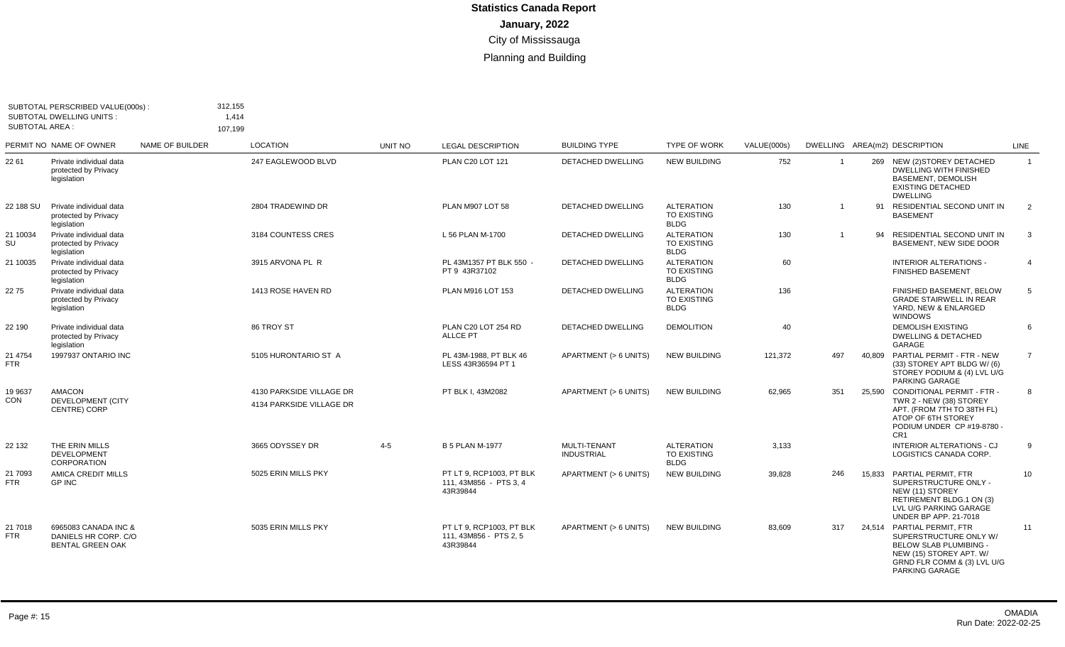# Statistics Canada Report

**January, 2022**

City of Mississauga

Planning and Building

SUBTOTAL PERSCRIBED VALUE(000s) : 312,155
SUBTOTAL DWELLING UNITS : 1,414
SUBTOTAL AREA : 107,199

| PERMIT NO | NAME OF OWNER | NAME OF BUILDER | LOCATION | UNIT NO | LEGAL DESCRIPTION | BUILDING TYPE | TYPE OF WORK | VALUE(000s) | DWELLING | AREA(m2) | DESCRIPTION | LINE |
|---|---|---|---|---|---|---|---|---|---|---|---|---|
| 22 61 | Private individual data protected by Privacy legislation | | 247 EAGLEWOOD BLVD | | PLAN C20 LOT 121 | DETACHED DWELLING | NEW BUILDING | 752 | 1 | 269 | NEW (2)STOREY DETACHED DWELLING WITH FINISHED BASEMENT, DEMOLISH EXISTING DETACHED DWELLING | 1 |
| 22 188 SU | Private individual data protected by Privacy legislation | | 2804 TRADEWIND DR | | PLAN M907 LOT 58 | DETACHED DWELLING | ALTERATION TO EXISTING BLDG | 130 | 1 | 91 | RESIDENTIAL SECOND UNIT IN BASEMENT | 2 |
| 21 10034 SU | Private individual data protected by Privacy legislation | | 3184 COUNTESS CRES | | L 56 PLAN M-1700 | DETACHED DWELLING | ALTERATION TO EXISTING BLDG | 130 | 1 | 94 | RESIDENTIAL SECOND UNIT IN BASEMENT, NEW SIDE DOOR | 3 |
| 21 10035 | Private individual data protected by Privacy legislation | | 3915 ARVONA PL R | | PL 43M1357 PT BLK 550 - PT 9 43R37102 | DETACHED DWELLING | ALTERATION TO EXISTING BLDG | 60 | | | INTERIOR ALTERATIONS - FINISHED BASEMENT | 4 |
| 22 75 | Private individual data protected by Privacy legislation | | 1413 ROSE HAVEN RD | | PLAN M916 LOT 153 | DETACHED DWELLING | ALTERATION TO EXISTING BLDG | 136 | | | FINISHED BASEMENT, BELOW GRADE STAIRWELL IN REAR YARD, NEW & ENLARGED WINDOWS | 5 |
| 22 190 | Private individual data protected by Privacy legislation | | 86 TROY ST | | PLAN C20 LOT 254 RD ALLCE PT | DETACHED DWELLING | DEMOLITION | 40 | | | DEMOLISH EXISTING DWELLING & DETACHED GARAGE | 6 |
| 21 4754 FTR | 1997937 ONTARIO INC | | 5105 HURONTARIO ST A | | PL 43M-1988, PT BLK 46 LESS 43R36594 PT 1 | APARTMENT (> 6 UNITS) | NEW BUILDING | 121,372 | 497 | 40,809 | PARTIAL PERMIT - FTR - NEW (33) STOREY APT BLDG W/ (6) STOREY PODIUM & (4) LVL U/G PARKING GARAGE | 7 |
| 19 9637 CON | AMACON DEVELOPMENT (CITY CENTRE) CORP | | 4130 PARKSIDE VILLAGE DR 4134 PARKSIDE VILLAGE DR | | PT BLK I, 43M2082 | APARTMENT (> 6 UNITS) | NEW BUILDING | 62,965 | 351 | 25,590 | CONDITIONAL PERMIT - FTR - TWR 2 - NEW (38) STOREY APT. (FROM 7TH TO 38TH FL) ATOP OF 6TH STOREY PODIUM UNDER CP #19-8780 - CR1 | 8 |
| 22 132 | THE ERIN MILLS DEVELOPMENT CORPORATION | | 3665 ODYSSEY DR | 4-5 | B 5 PLAN M-1977 | MULTI-TENANT INDUSTRIAL | ALTERATION TO EXISTING BLDG | 3,133 | | | INTERIOR ALTERATIONS - CJ LOGISTICS CANADA CORP. | 9 |
| 21 7093 FTR | AMICA CREDIT MILLS GP INC | | 5025 ERIN MILLS PKY | | PT LT 9, RCP1003, PT BLK 111, 43M856 - PTS 3, 4 43R39844 | APARTMENT (> 6 UNITS) | NEW BUILDING | 39,828 | 246 | 15,833 | PARTIAL PERMIT, FTR SUPERSTRUCTURE ONLY - NEW (11) STOREY RETIREMENT BLDG.1 ON (3) LVL U/G PARKING GARAGE UNDER BP APP. 21-7018 | 10 |
| 21 7018 FTR | 6965083 CANADA INC & DANIELS HR CORP. C/O BENTAL GREEN OAK | | 5035 ERIN MILLS PKY | | PT LT 9, RCP1003, PT BLK 111, 43M856 - PTS 2, 5 43R39844 | APARTMENT (> 6 UNITS) | NEW BUILDING | 83,609 | 317 | 24,514 | PARTIAL PERMIT, FTR SUPERSTRUCTURE ONLY W/ BELOW SLAB PLUMIBING - NEW (15) STOREY APT. W/ GRND FLR COMM & (3) LVL U/G PARKING GARAGE | 11 |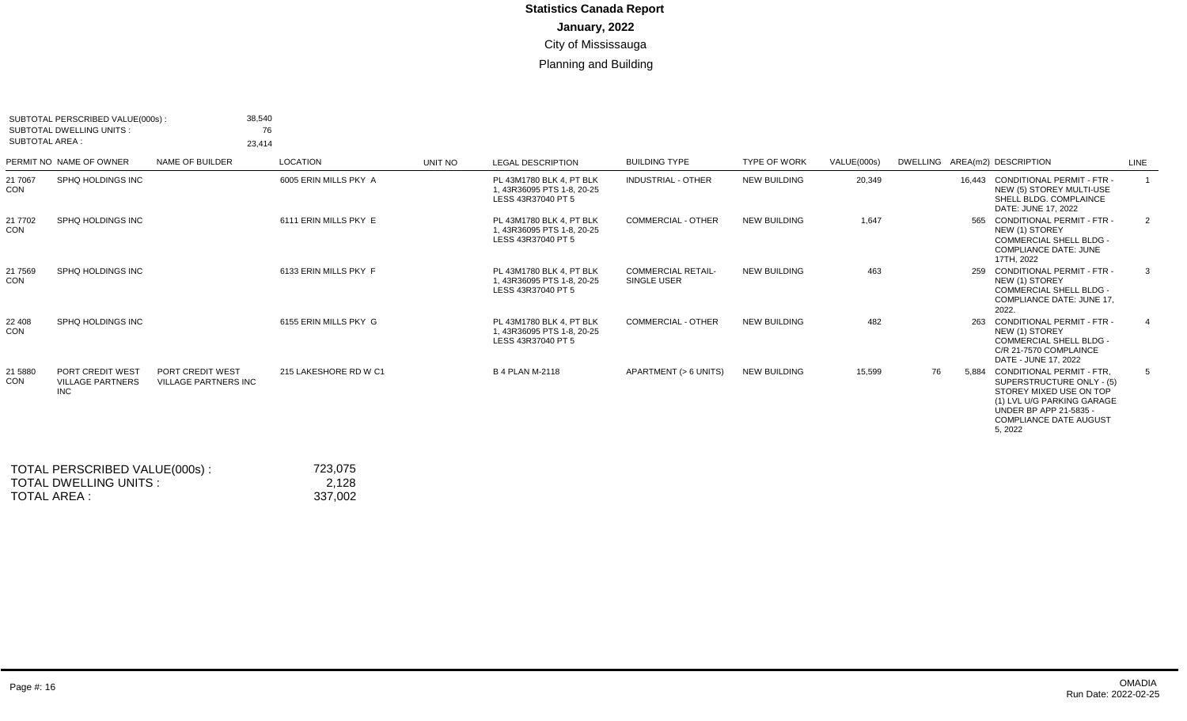# Statistics Canada Report

**January, 2022**

City of Mississauga

Planning and Building

SUBTOTAL PERSCRIBED VALUE(000s) : 38,540
SUBTOTAL DWELLING UNITS : 76
SUBTOTAL AREA : 23,414

| PERMIT NO | NAME OF OWNER | NAME OF BUILDER | LOCATION | UNIT NO | LEGAL DESCRIPTION | BUILDING TYPE | TYPE OF WORK | VALUE(000s) | DWELLING | AREA(m2) | DESCRIPTION | LINE |
|---|---|---|---|---|---|---|---|---|---|---|---|---|
| 21 7067 CON | SPHQ HOLDINGS INC | | 6005 ERIN MILLS PKY A | | PL 43M1780 BLK 4, PT BLK 1, 43R36095 PTS 1-8, 20-25 LESS 43R37040 PT 5 | INDUSTRIAL - OTHER | NEW BUILDING | 20,349 | | 16,443 | CONDITIONAL PERMIT - FTR - NEW (5) STOREY MULTI-USE SHELL BLDG. COMPLAINCE DATE: JUNE 17, 2022 | 1 |
| 21 7702 CON | SPHQ HOLDINGS INC | | 6111 ERIN MILLS PKY E | | PL 43M1780 BLK 4, PT BLK 1, 43R36095 PTS 1-8, 20-25 LESS 43R37040 PT 5 | COMMERCIAL - OTHER | NEW BUILDING | 1,647 | | 565 | CONDITIONAL PERMIT - FTR - NEW (1) STOREY COMMERCIAL SHELL BLDG - COMPLIANCE DATE: JUNE 17TH, 2022 | 2 |
| 21 7569 CON | SPHQ HOLDINGS INC | | 6133 ERIN MILLS PKY F | | PL 43M1780 BLK 4, PT BLK 1, 43R36095 PTS 1-8, 20-25 LESS 43R37040 PT 5 | COMMERCIAL RETAIL-SINGLE USER | NEW BUILDING | 463 | | 259 | CONDITIONAL PERMIT - FTR - NEW (1) STOREY COMMERCIAL SHELL BLDG - COMPLIANCE DATE: JUNE 17, 2022. | 3 |
| 22 408 CON | SPHQ HOLDINGS INC | | 6155 ERIN MILLS PKY G | | PL 43M1780 BLK 4, PT BLK 1, 43R36095 PTS 1-8, 20-25 LESS 43R37040 PT 5 | COMMERCIAL - OTHER | NEW BUILDING | 482 | | 263 | CONDITIONAL PERMIT - FTR - NEW (1) STOREY COMMERCIAL SHELL BLDG - C/R 21-7570 COMPLAINCE DATE - JUNE 17, 2022 | 4 |
| 21 5880 CON | PORT CREDIT WEST VILLAGE PARTNERS INC | PORT CREDIT WEST VILLAGE PARTNERS INC | 215 LAKESHORE RD W C1 | | B 4 PLAN M-2118 | APARTMENT (> 6 UNITS) | NEW BUILDING | 15,599 | 76 | 5,884 | CONDITIONAL PERMIT - FTR, SUPERSTRUCTURE ONLY - (5) STOREY MIXED USE ON TOP (1) LVL U/G PARKING GARAGE UNDER BP APP 21-5835 - COMPLIANCE DATE AUGUST 5, 2022 | 5 |

TOTAL PERSCRIBED VALUE(000s) : 723,075
TOTAL DWELLING UNITS : 2,128
TOTAL AREA : 337,002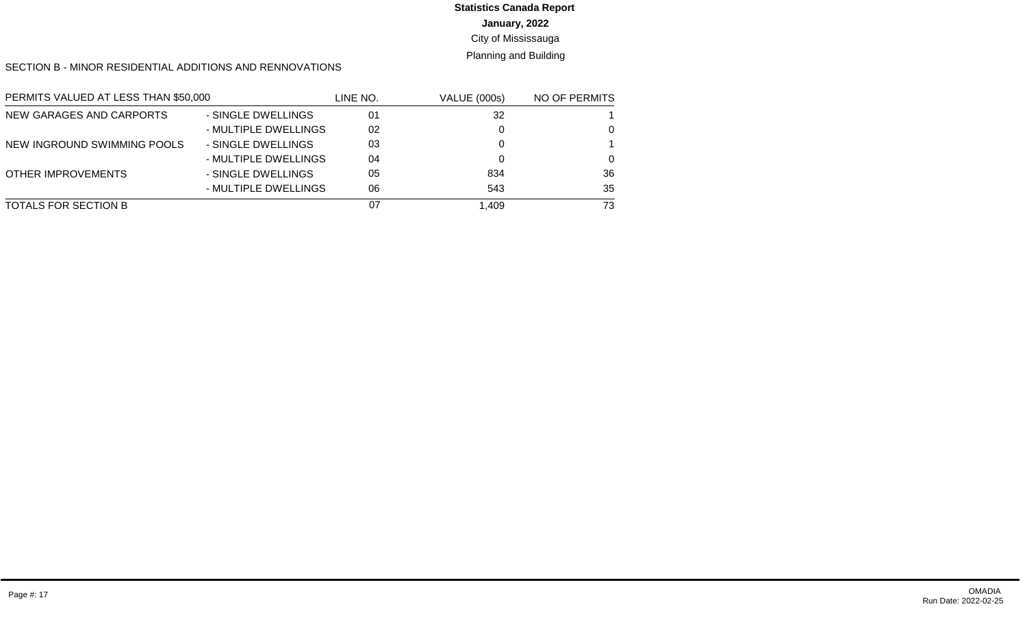**Statistics Canada Report**

**January, 2022**

City of Mississauga

Planning and Building

SECTION B - MINOR RESIDENTIAL ADDITIONS AND RENNOVATIONS

| PERMITS VALUED AT LESS THAN $50,000 | | LINE NO. | VALUE (000s) | NO OF PERMITS |
|---|---|---|---|---|
| NEW GARAGES AND CARPORTS | - SINGLE DWELLINGS | 01 | 32 | 1 |
| | - MULTIPLE DWELLINGS | 02 | 0 | 0 |
| NEW INGROUND SWIMMING POOLS | - SINGLE DWELLINGS | 03 | 0 | 1 |
| | - MULTIPLE DWELLINGS | 04 | 0 | 0 |
| OTHER IMPROVEMENTS | - SINGLE DWELLINGS | 05 | 834 | 36 |
| | - MULTIPLE DWELLINGS | 06 | 543 | 35 |
| TOTALS FOR SECTION B | | 07 | 1,409 | 73 |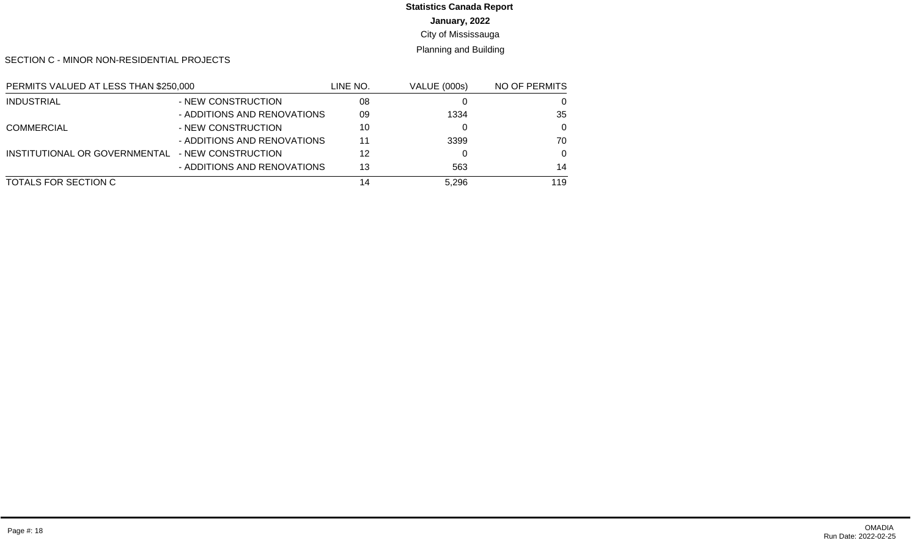**Statistics Canada Report**

**January, 2022**

City of Mississauga

Planning and Building

SECTION C - MINOR NON-RESIDENTIAL PROJECTS

| PERMITS VALUED AT LESS THAN $250,000 | | LINE NO. | VALUE (000s) | NO OF PERMITS |
|---|---|---|---|---|
| INDUSTRIAL | - NEW CONSTRUCTION | 08 | 0 | 0 |
| | - ADDITIONS AND RENOVATIONS | 09 | 1334 | 35 |
| COMMERCIAL | - NEW CONSTRUCTION | 10 | 0 | 0 |
| | - ADDITIONS AND RENOVATIONS | 11 | 3399 | 70 |
| INSTITUTIONAL OR GOVERNMENTAL | - NEW CONSTRUCTION | 12 | 0 | 0 |
| | - ADDITIONS AND RENOVATIONS | 13 | 563 | 14 |
| TOTALS FOR SECTION C | | 14 | 5,296 | 119 |

OMADIA
Run Date: 2022-02-25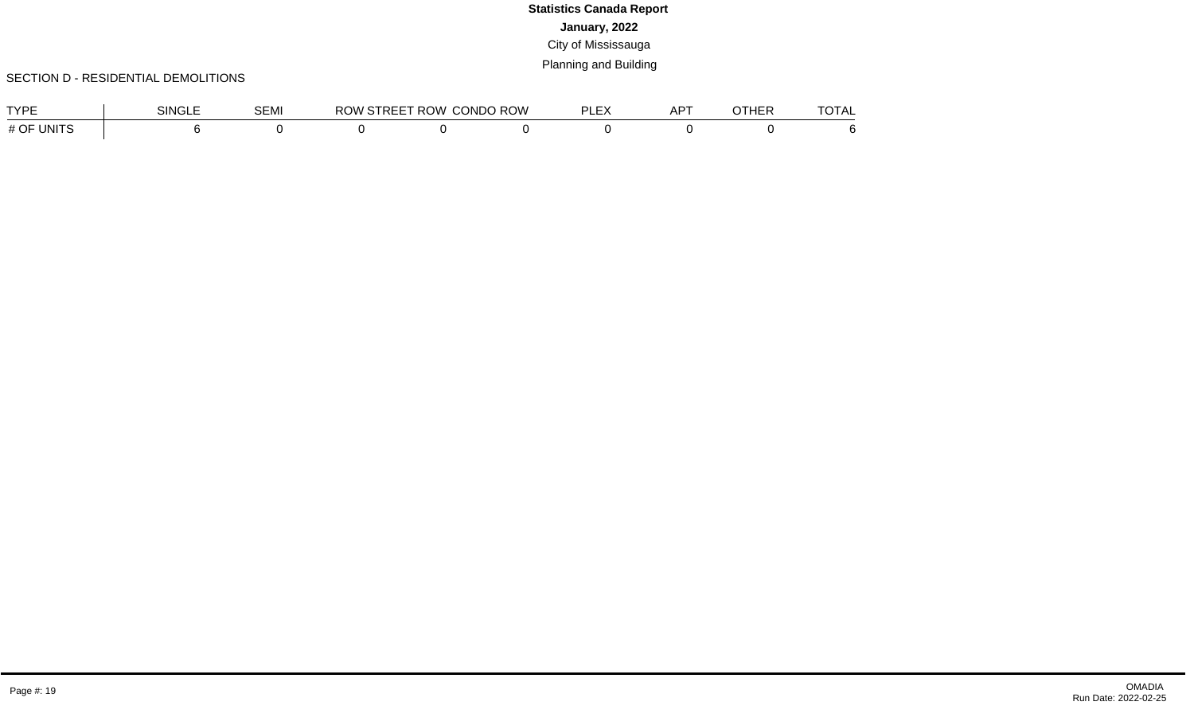**Statistics Canada Report**

**January, 2022**

City of Mississauga

Planning and Building

SECTION D - RESIDENTIAL DEMOLITIONS

| TYPE | SINGLE | SEMI | ROW STREET | ROW CONDO | ROW | PLEX | APT | OTHER | TOTAL |
|---|---|---|---|---|---|---|---|---|---|
| # OF UNITS | 6 | 0 | 0 | 0 | 0 | 0 | 0 | 0 | 6 |

OMADIA
Run Date: 2022-02-25